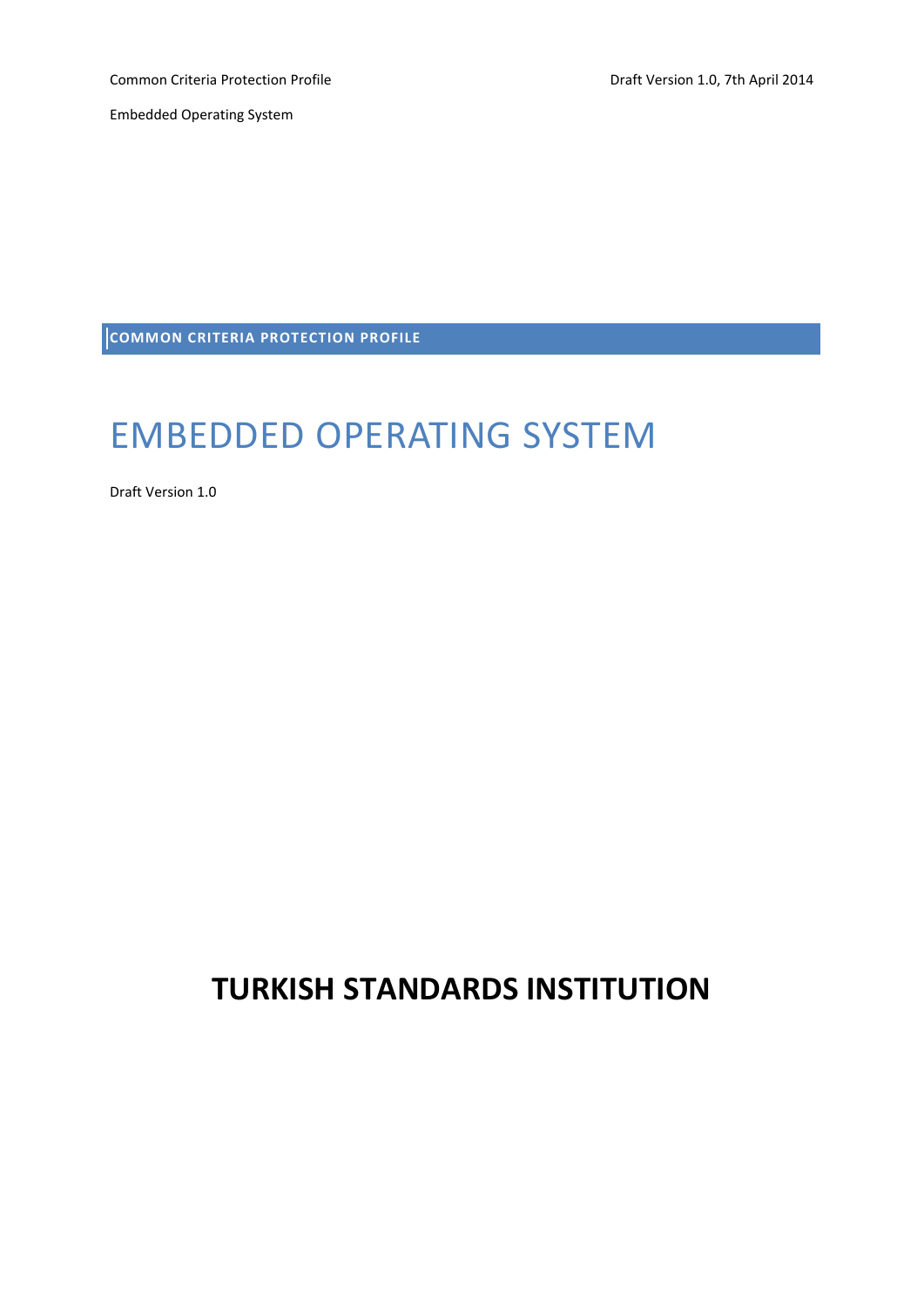**COMMON CRITERIA PROTECTION PROFILE**

# EMBEDDED OPERATING SYSTEM

Draft Version 1.0

## TURKISH STANDARDS INSTITUTION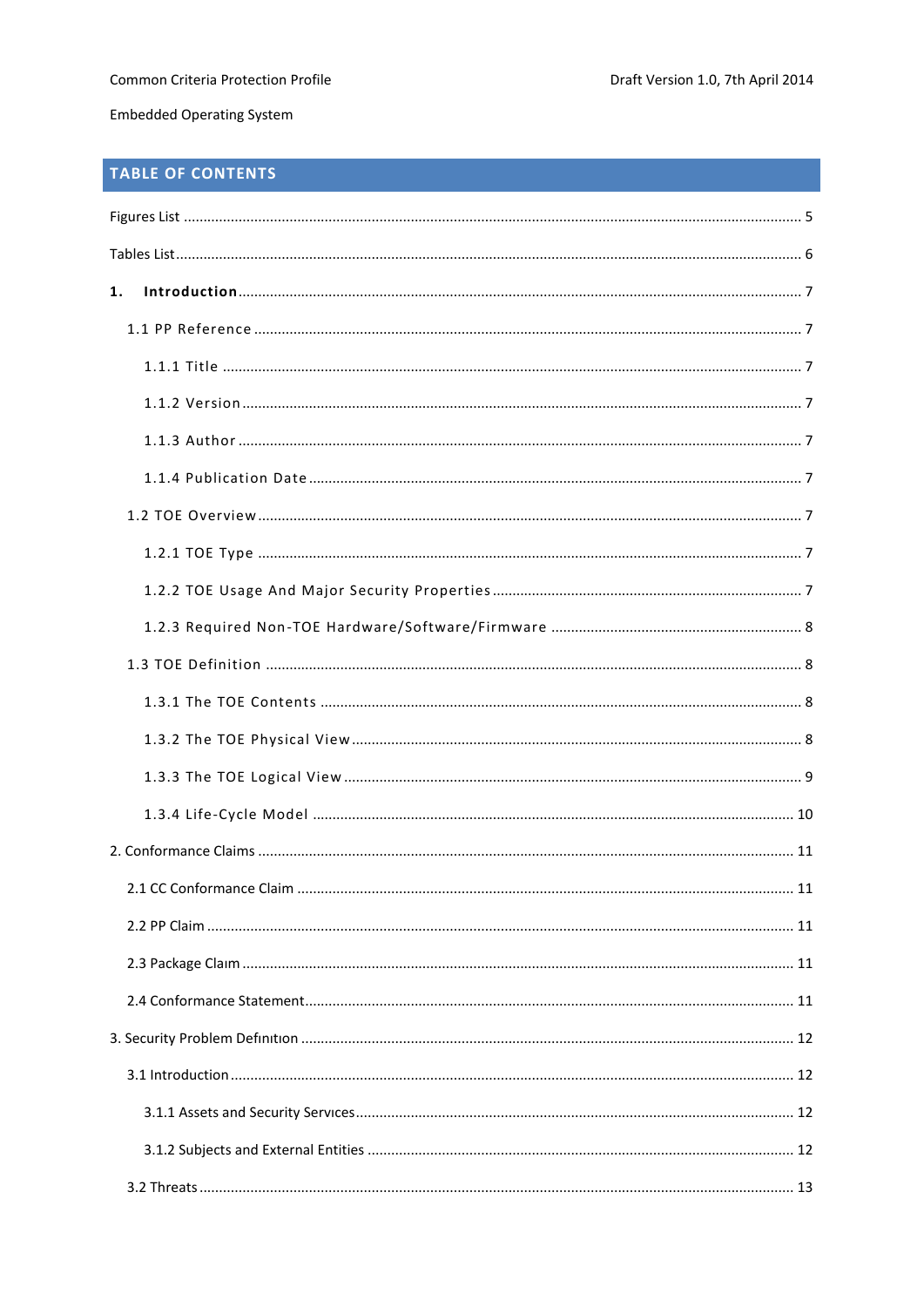## TABLE OF CONTENTS

Figures List ........................................................................................................................................... 5

Tables List............................................................................................................................................. 6

**1. Introduction** ...................................................................................................................................... 7

1.1 PP Reference ................................................................................................................................... 7

1.1.1 Title ............................................................................................................................................ 7

1.1.2 Version ........................................................................................................................................ 7

1.1.3 Author ......................................................................................................................................... 7

1.1.4 Publication Date ........................................................................................................................ 7

1.2 TOE Overview ................................................................................................................................. 7

1.2.1 TOE Type .................................................................................................................................... 7

1.2.2 TOE Usage And Major Security Properties .............................................................................. 7

1.2.3 Required Non-TOE Hardware/Software/Firmware ................................................................. 8

1.3 TOE Definition ................................................................................................................................ 8

1.3.1 The TOE Contents ...................................................................................................................... 8

1.3.2 The TOE Physical View .............................................................................................................. 8

1.3.3 The TOE Logical View ................................................................................................................ 9

1.3.4 Life-Cycle Model ...................................................................................................................... 10

2. Conformance Claims ........................................................................................................................ 11

2.1 CC Conformance Claim ................................................................................................................ 11

2.2 PP Claim ........................................................................................................................................ 11

2.3 Package Claım ............................................................................................................................... 11

2.4 Conformance Statement............................................................................................................... 11

3. Security Problem Defınıtıon ............................................................................................................ 12

3.1 Introduction .................................................................................................................................. 12

3.1.1 Assets and Security Servıces.................................................................................................... 12

3.1.2 Subjects and External Entities ................................................................................................ 12

3.2 Threats .......................................................................................................................................... 13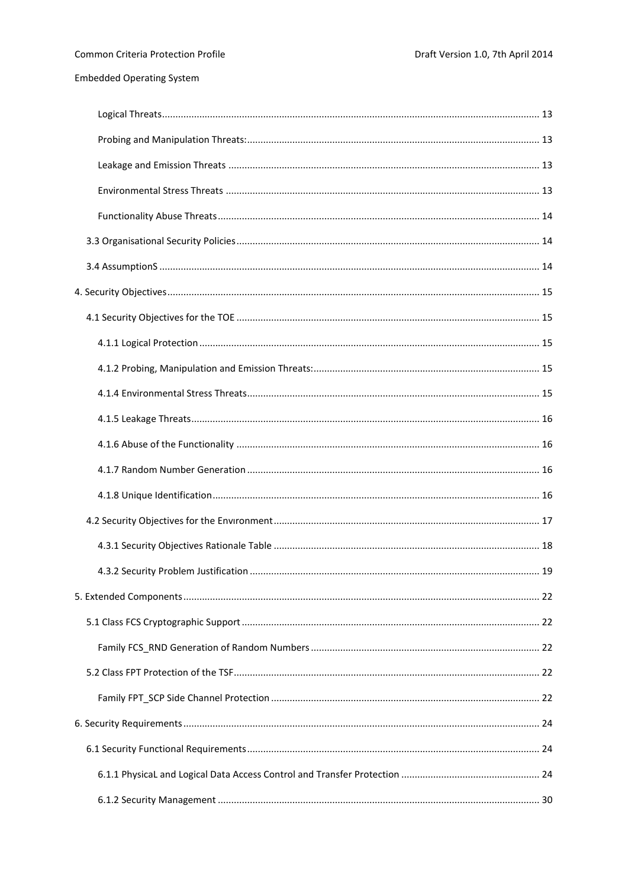Logical Threats ........................................................................................................................................ 13

Probing and Manipulation Threats: ........................................................................................................ 13

Leakage and Emission Threats ............................................................................................................... 13

Environmental Stress Threats ................................................................................................................ 13

Functionality Abuse Threats ................................................................................................................... 14

3.3 Organisational Security Policies ............................................................................................................ 14

3.4 AssumptionS .......................................................................................................................................... 14

4. Security Objectives ...................................................................................................................................... 15

4.1 Security Objectives for the TOE ............................................................................................................ 15

4.1.1 Logical Protection ........................................................................................................................... 15

4.1.2 Probing, Manipulation and Emission Threats: ................................................................................ 15

4.1.4 Environmental Stress Threats ......................................................................................................... 15

4.1.5 Leakage Threats .............................................................................................................................. 16

4.1.6 Abuse of the Functionality ............................................................................................................. 16

4.1.7 Random Number Generation ......................................................................................................... 16

4.1.8 Unique Identification ...................................................................................................................... 16

4.2 Security Objectives for the Envıronment ............................................................................................... 17

4.3.1 Security Objectives Rationale Table ................................................................................................ 18

4.3.2 Security Problem Justification ........................................................................................................ 19

5. Extended Components ................................................................................................................................. 22

5.1 Class FCS Cryptographic Support .......................................................................................................... 22

Family FCS_RND Generation of Random Numbers .................................................................................. 22

5.2 Class FPT Protection of the TSF ............................................................................................................. 22

Family FPT_SCP Side Channel Protection ................................................................................................. 22

6. Security Requirements ................................................................................................................................ 24

6.1 Security Functional Requirements ........................................................................................................ 24

6.1.1 PhysicaL and Logical Data Access Control and Transfer Protection ................................................ 24

6.1.2 Security Management ..................................................................................................................... 30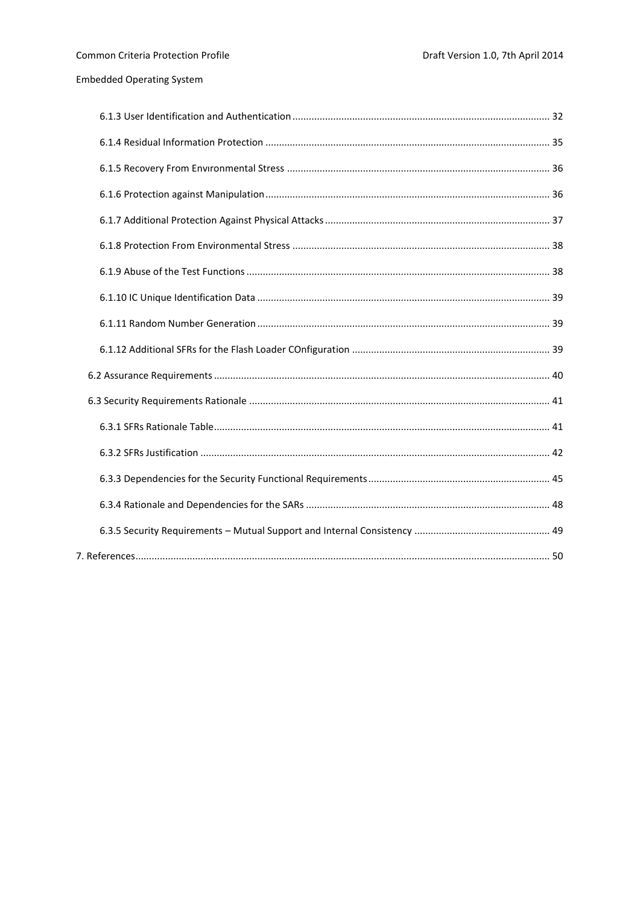6.1.3 User Identification and Authentication ..... 32

6.1.4 Residual Information Protection ..... 35

6.1.5 Recovery From Envıronmental Stress ..... 36

6.1.6 Protection against Manipulation ..... 36

6.1.7 Additional Protection Against Physical Attacks ..... 37

6.1.8 Protection From Environmental Stress ..... 38

6.1.9 Abuse of the Test Functions ..... 38

6.1.10 IC Unique Identification Data ..... 39

6.1.11 Random Number Generation ..... 39

6.1.12 Additional SFRs for the Flash Loader COnfiguration ..... 39

6.2 Assurance Requirements ..... 40

6.3 Security Requirements Rationale ..... 41

6.3.1 SFRs Rationale Table ..... 41

6.3.2 SFRs Justification ..... 42

6.3.3 Dependencies for the Security Functional Requirements ..... 45

6.3.4 Rationale and Dependencies for the SARs ..... 48

6.3.5 Security Requirements – Mutual Support and Internal Consistency ..... 49

7. References ..... 50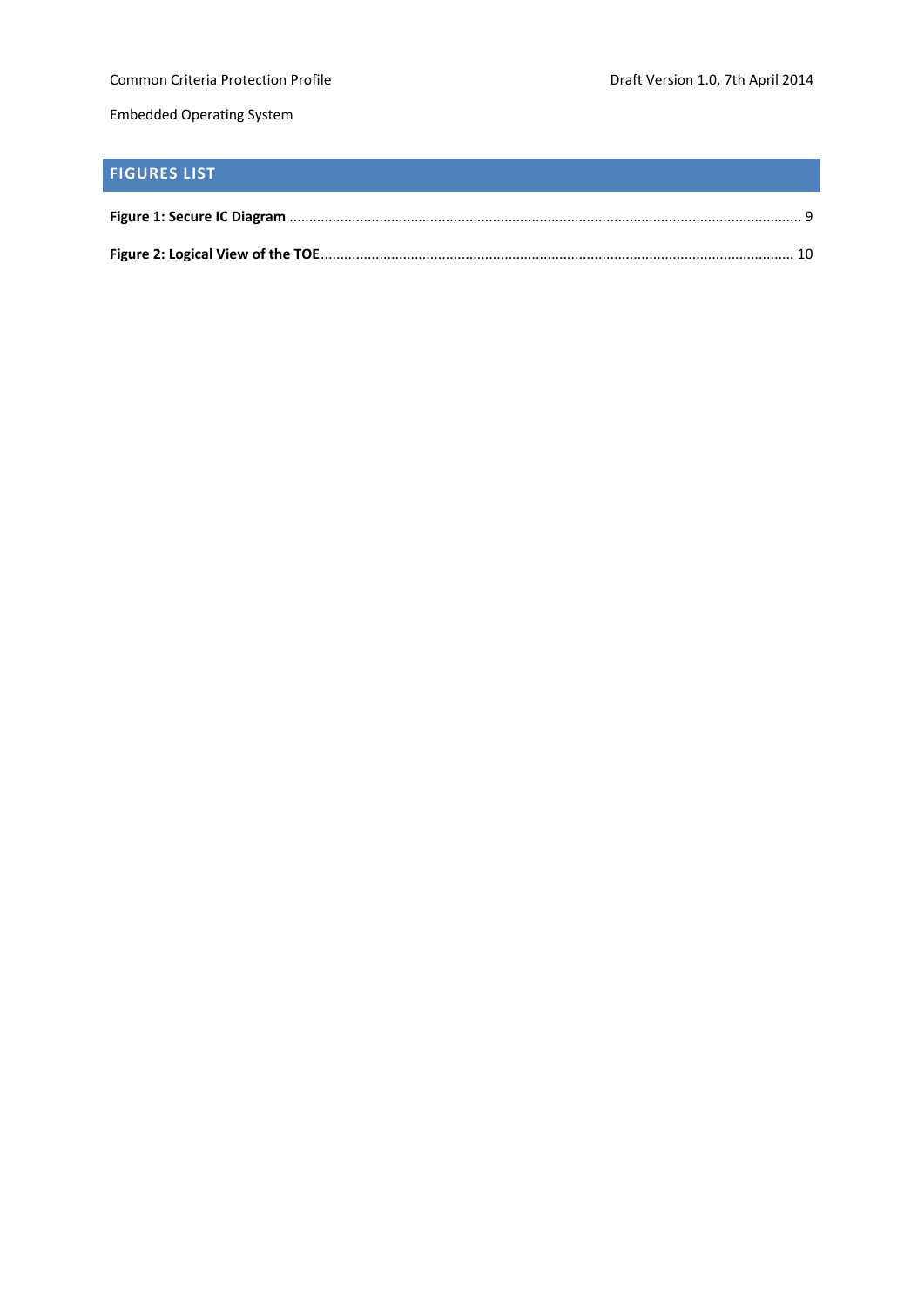## FIGURES LIST

**Figure 1: Secure IC Diagram** .................................................................................................................................. 9

**Figure 2: Logical View of the TOE**....................................................................................................................... 10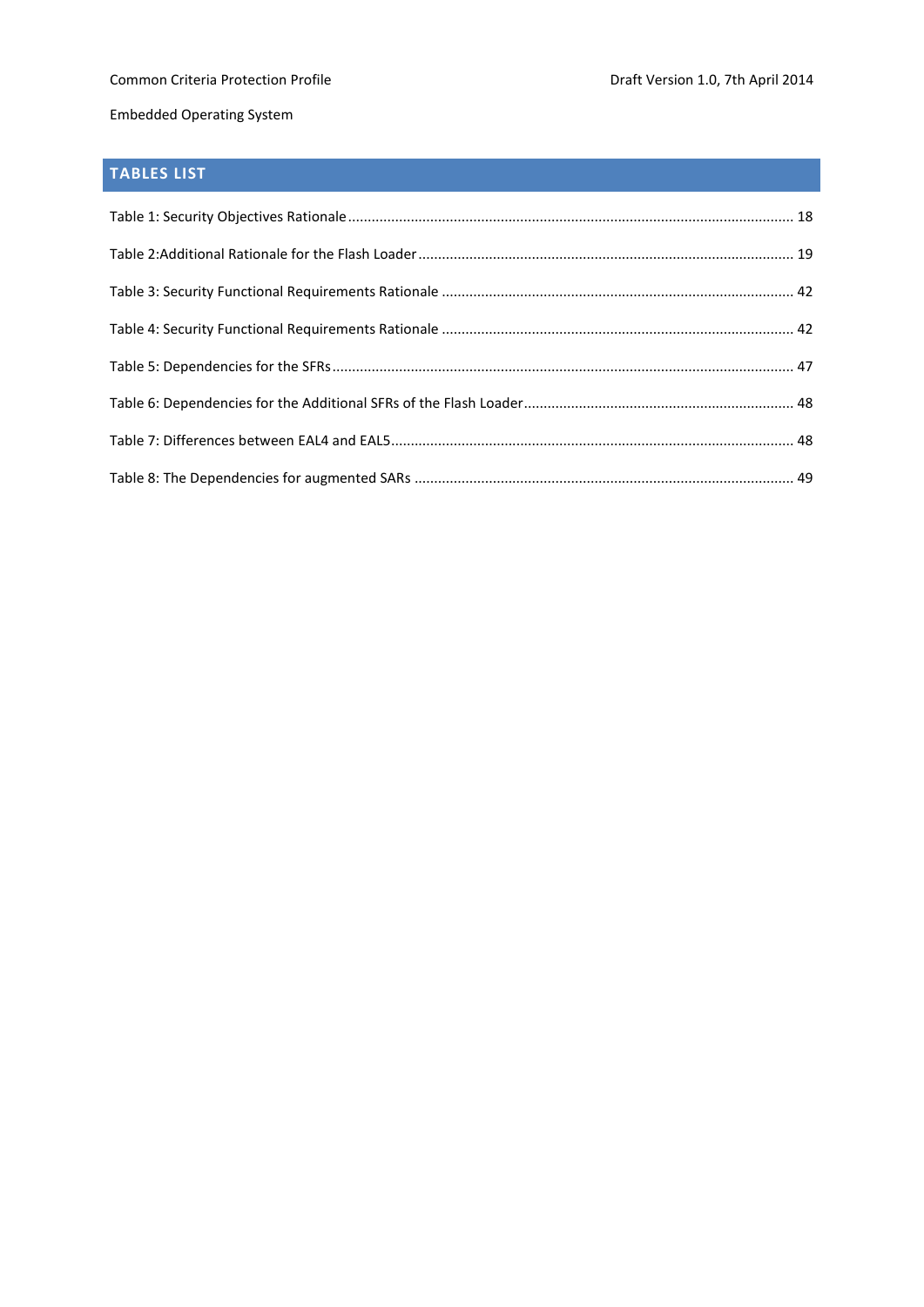## TABLES LIST

Table 1: Security Objectives Rationale ... 18

Table 2:Additional Rationale for the Flash Loader ... 19

Table 3: Security Functional Requirements Rationale ... 42

Table 4: Security Functional Requirements Rationale ... 42

Table 5: Dependencies for the SFRs ... 47

Table 6: Dependencies for the Additional SFRs of the Flash Loader ... 48

Table 7: Differences between EAL4 and EAL5 ... 48

Table 8: The Dependencies for augmented SARs ... 49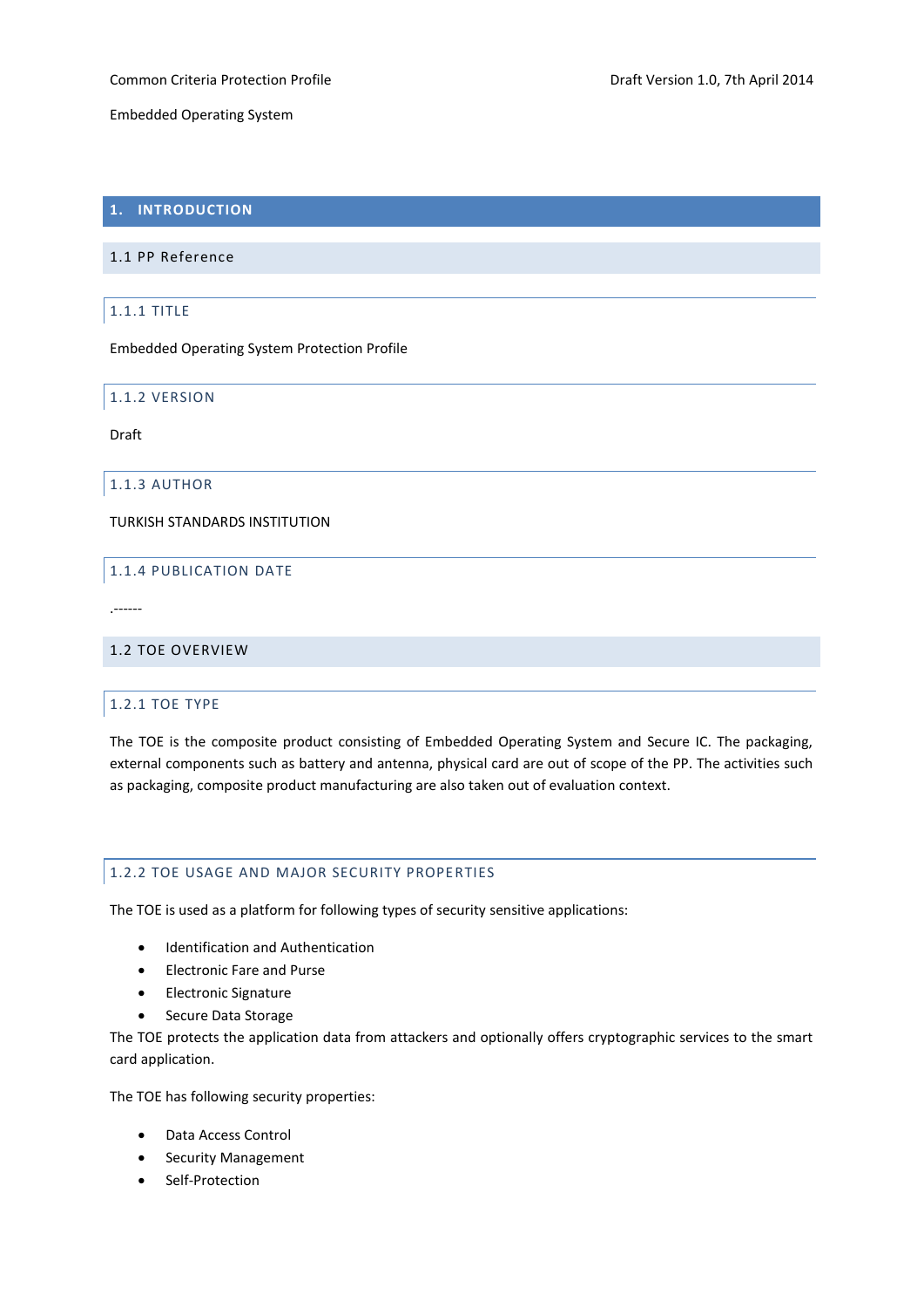# 1. INTRODUCTION

## 1.1 PP Reference

### 1.1.1 TITLE

Embedded Operating System Protection Profile

### 1.1.2 VERSION

Draft

### 1.1.3 AUTHOR

TURKISH STANDARDS INSTITUTION

### 1.1.4 PUBLICATION DATE

.------

## 1.2 TOE OVERVIEW

### 1.2.1 TOE TYPE

The TOE is the composite product consisting of Embedded Operating System and Secure IC. The packaging, external components such as battery and antenna, physical card are out of scope of the PP. The activities such as packaging, composite product manufacturing are also taken out of evaluation context.

### 1.2.2 TOE USAGE AND MAJOR SECURITY PROPERTIES

The TOE is used as a platform for following types of security sensitive applications:

- Identification and Authentication
- Electronic Fare and Purse
- Electronic Signature
- Secure Data Storage

The TOE protects the application data from attackers and optionally offers cryptographic services to the smart card application.

The TOE has following security properties:

- Data Access Control
- Security Management
- Self-Protection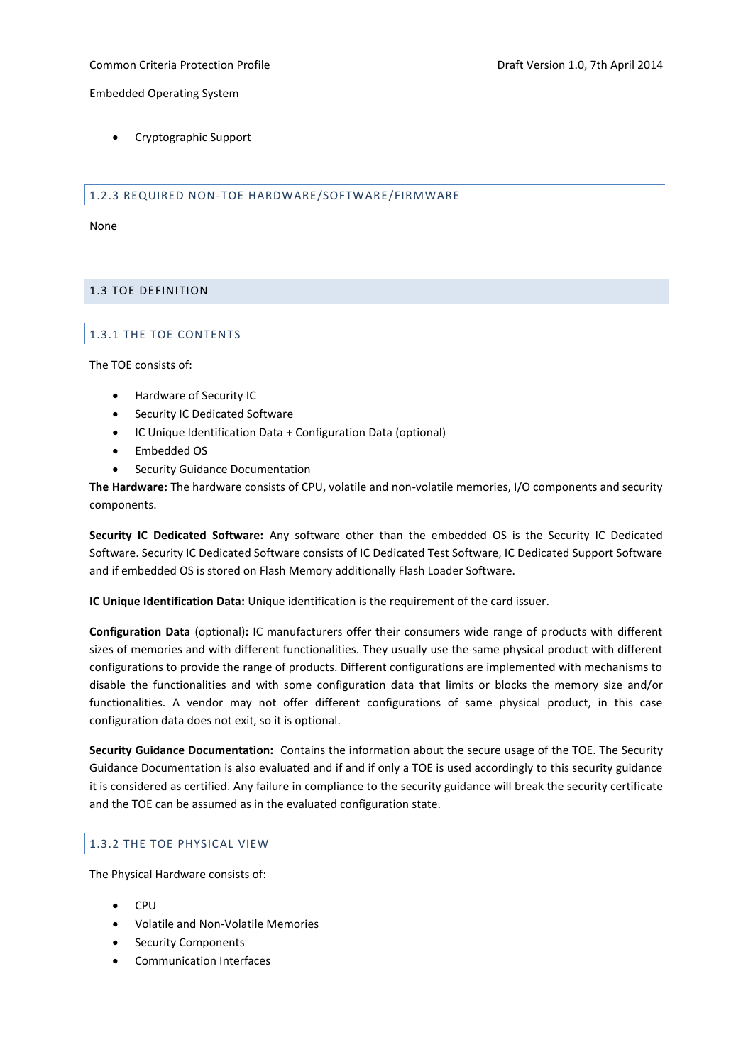- Cryptographic Support

### 1.2.3 REQUIRED NON-TOE HARDWARE/SOFTWARE/FIRMWARE

None

## 1.3 TOE DEFINITION

### 1.3.1 THE TOE CONTENTS

The TOE consists of:

- Hardware of Security IC
- Security IC Dedicated Software
- IC Unique Identification Data + Configuration Data (optional)
- Embedded OS
- Security Guidance Documentation

**The Hardware:** The hardware consists of CPU, volatile and non-volatile memories, I/O components and security components.

**Security IC Dedicated Software:** Any software other than the embedded OS is the Security IC Dedicated Software. Security IC Dedicated Software consists of IC Dedicated Test Software, IC Dedicated Support Software and if embedded OS is stored on Flash Memory additionally Flash Loader Software.

**IC Unique Identification Data:** Unique identification is the requirement of the card issuer.

**Configuration Data** (optional)**:** IC manufacturers offer their consumers wide range of products with different sizes of memories and with different functionalities. They usually use the same physical product with different configurations to provide the range of products. Different configurations are implemented with mechanisms to disable the functionalities and with some configuration data that limits or blocks the memory size and/or functionalities. A vendor may not offer different configurations of same physical product, in this case configuration data does not exit, so it is optional.

**Security Guidance Documentation:** Contains the information about the secure usage of the TOE. The Security Guidance Documentation is also evaluated and if and if only a TOE is used accordingly to this security guidance it is considered as certified. Any failure in compliance to the security guidance will break the security certificate and the TOE can be assumed as in the evaluated configuration state.

### 1.3.2 THE TOE PHYSICAL VIEW

The Physical Hardware consists of:

- CPU
- Volatile and Non-Volatile Memories
- Security Components
- Communication Interfaces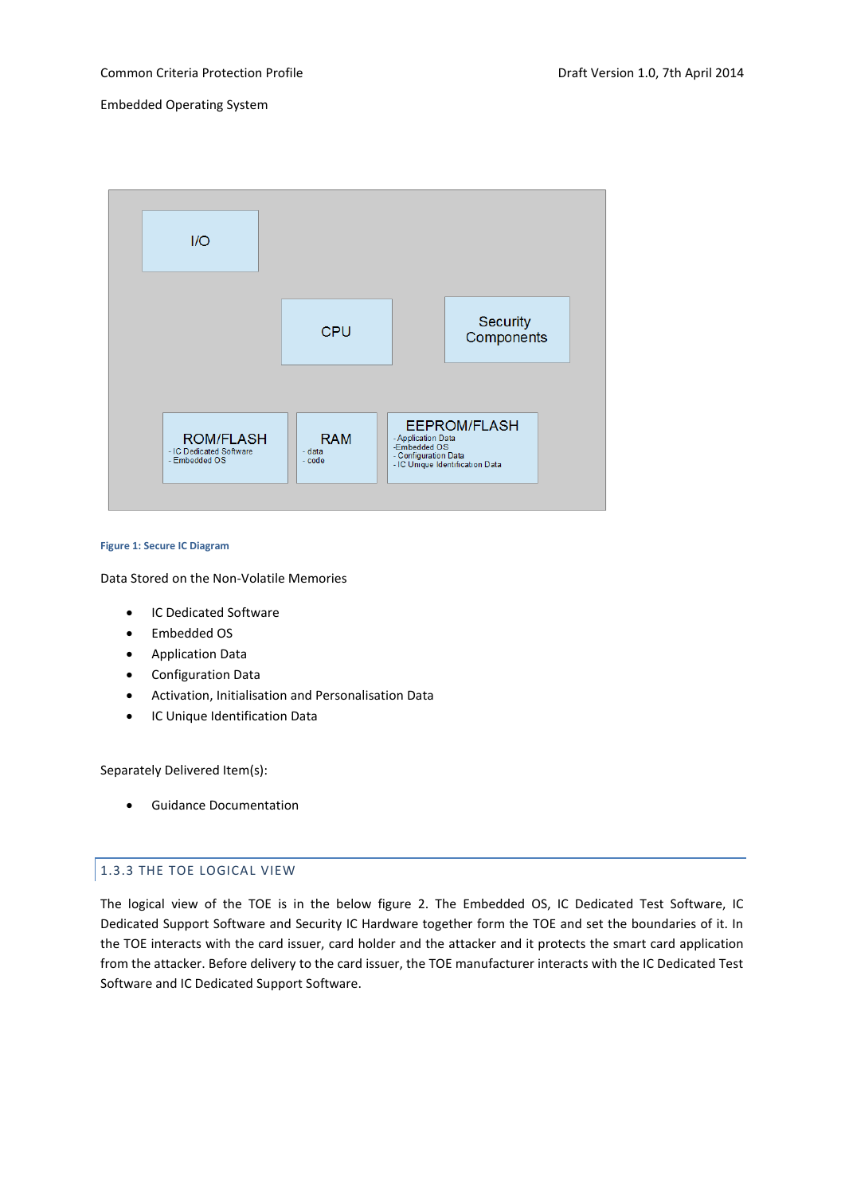Figure 1: Secure IC Diagram

Data Stored on the Non-Volatile Memories

- IC Dedicated Software
- Embedded OS
- Application Data
- Configuration Data
- Activation, Initialisation and Personalisation Data
- IC Unique Identification Data

Separately Delivered Item(s):

- Guidance Documentation

### 1.3.3 THE TOE LOGICAL VIEW

The logical view of the TOE is in the below figure 2. The Embedded OS, IC Dedicated Test Software, IC Dedicated Support Software and Security IC Hardware together form the TOE and set the boundaries of it. In the TOE interacts with the card issuer, card holder and the attacker and it protects the smart card application from the attacker. Before delivery to the card issuer, the TOE manufacturer interacts with the IC Dedicated Test Software and IC Dedicated Support Software.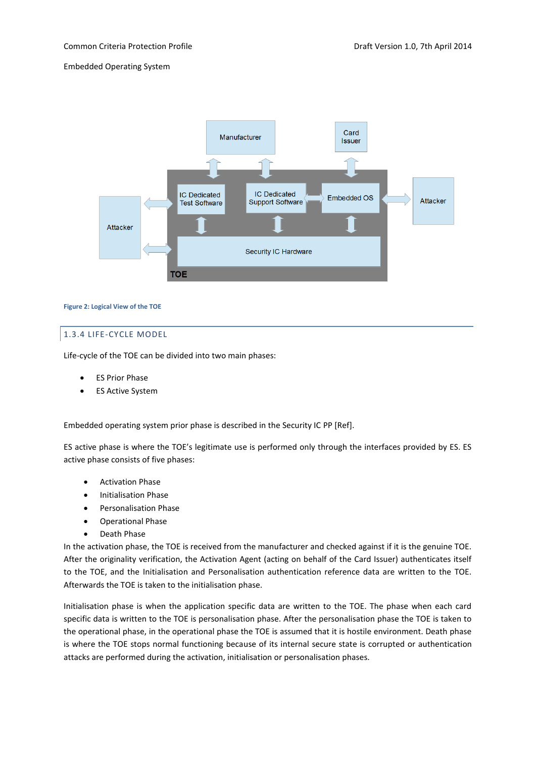Figure 2: Logical View of the TOE

### 1.3.4 LIFE-CYCLE MODEL

Life-cycle of the TOE can be divided into two main phases:

- ES Prior Phase
- ES Active System

Embedded operating system prior phase is described in the Security IC PP [Ref].

ES active phase is where the TOE's legitimate use is performed only through the interfaces provided by ES. ES active phase consists of five phases:

- Activation Phase
- Initialisation Phase
- Personalisation Phase
- Operational Phase
- Death Phase

In the activation phase, the TOE is received from the manufacturer and checked against if it is the genuine TOE. After the originality verification, the Activation Agent (acting on behalf of the Card Issuer) authenticates itself to the TOE, and the Initialisation and Personalisation authentication reference data are written to the TOE. Afterwards the TOE is taken to the initialisation phase.

Initialisation phase is when the application specific data are written to the TOE. The phase when each card specific data is written to the TOE is personalisation phase. After the personalisation phase the TOE is taken to the operational phase, in the operational phase the TOE is assumed that it is hostile environment. Death phase is where the TOE stops normal functioning because of its internal secure state is corrupted or authentication attacks are performed during the activation, initialisation or personalisation phases.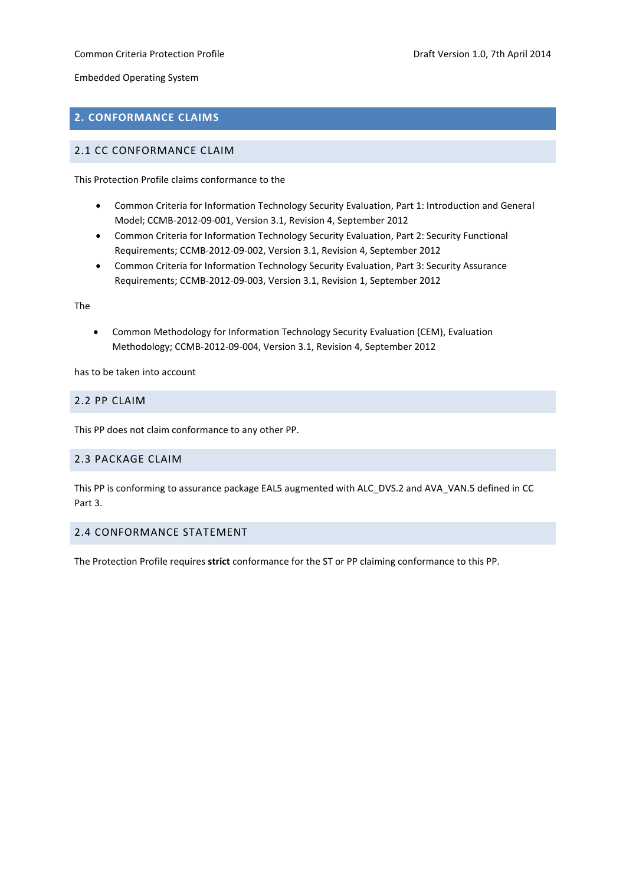# 2. CONFORMANCE CLAIMS

## 2.1 CC CONFORMANCE CLAIM

This Protection Profile claims conformance to the

- Common Criteria for Information Technology Security Evaluation, Part 1: Introduction and General Model; CCMB-2012-09-001, Version 3.1, Revision 4, September 2012
- Common Criteria for Information Technology Security Evaluation, Part 2: Security Functional Requirements; CCMB-2012-09-002, Version 3.1, Revision 4, September 2012
- Common Criteria for Information Technology Security Evaluation, Part 3: Security Assurance Requirements; CCMB-2012-09-003, Version 3.1, Revision 1, September 2012

The

- Common Methodology for Information Technology Security Evaluation (CEM), Evaluation Methodology; CCMB-2012-09-004, Version 3.1, Revision 4, September 2012

has to be taken into account

## 2.2 PP CLAIM

This PP does not claim conformance to any other PP.

## 2.3 PACKAGE CLAIM

This PP is conforming to assurance package EAL5 augmented with ALC_DVS.2 and AVA_VAN.5 defined in CC Part 3.

## 2.4 CONFORMANCE STATEMENT

The Protection Profile requires **strict** conformance for the ST or PP claiming conformance to this PP.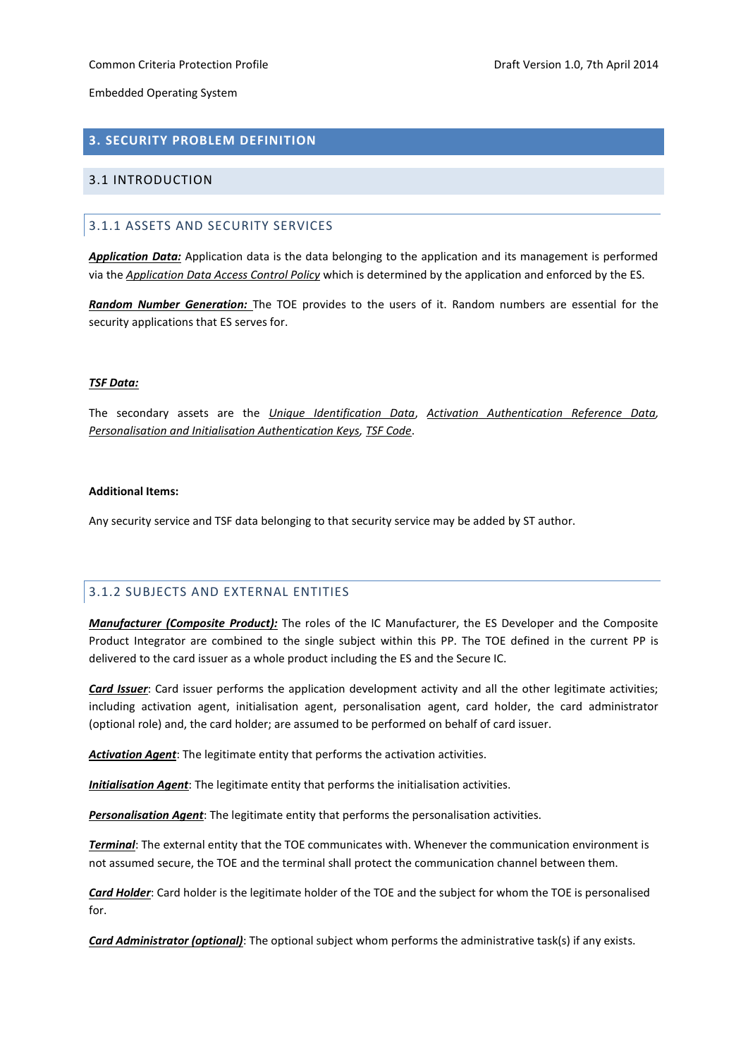# 3. SECURITY PROBLEM DEFINITION

## 3.1 INTRODUCTION

### 3.1.1 ASSETS AND SECURITY SERVICES

***Application Data:*** Application data is the data belonging to the application and its management is performed via the *Application Data Access Control Policy* which is determined by the application and enforced by the ES.

***Random Number Generation:*** The TOE provides to the users of it. Random numbers are essential for the security applications that ES serves for.

***TSF Data:***

The secondary assets are the *Unique Identification Data*, *Activation Authentication Reference Data*, *Personalisation and Initialisation Authentication Keys*, *TSF Code*.

**Additional Items:**

Any security service and TSF data belonging to that security service may be added by ST author.

### 3.1.2 SUBJECTS AND EXTERNAL ENTITIES

***Manufacturer (Composite Product):*** The roles of the IC Manufacturer, the ES Developer and the Composite Product Integrator are combined to the single subject within this PP. The TOE defined in the current PP is delivered to the card issuer as a whole product including the ES and the Secure IC.

***Card Issuer***: Card issuer performs the application development activity and all the other legitimate activities; including activation agent, initialisation agent, personalisation agent, card holder, the card administrator (optional role) and, the card holder; are assumed to be performed on behalf of card issuer.

***Activation Agent***: The legitimate entity that performs the activation activities.

***Initialisation Agent***: The legitimate entity that performs the initialisation activities.

***Personalisation Agent***: The legitimate entity that performs the personalisation activities.

***Terminal***: The external entity that the TOE communicates with. Whenever the communication environment is not assumed secure, the TOE and the terminal shall protect the communication channel between them.

***Card Holder***: Card holder is the legitimate holder of the TOE and the subject for whom the TOE is personalised for.

***Card Administrator (optional)***: The optional subject whom performs the administrative task(s) if any exists.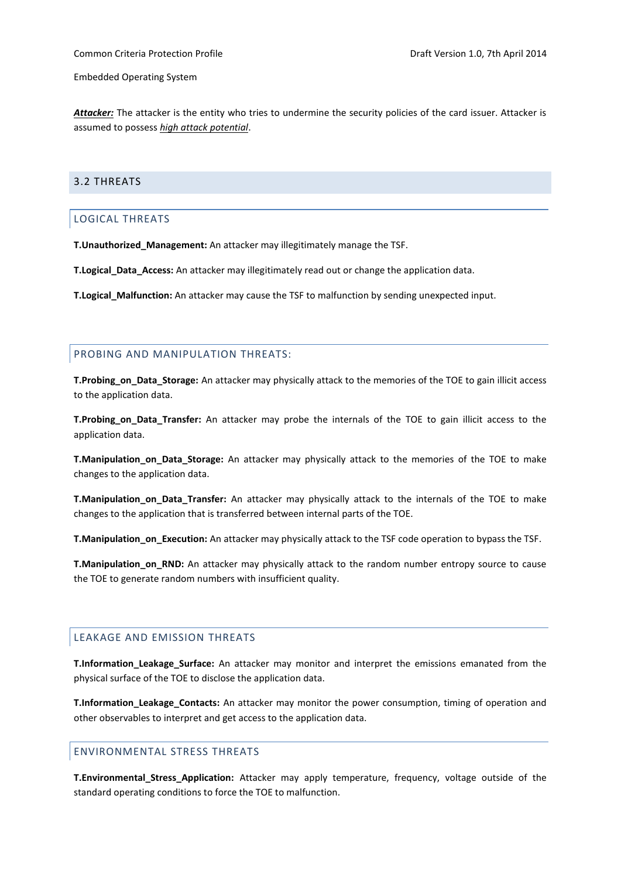***Attacker:*** The attacker is the entity who tries to undermine the security policies of the card issuer. Attacker is assumed to possess *high attack potential*.

## 3.2 THREATS

### LOGICAL THREATS

**T.Unauthorized_Management:** An attacker may illegitimately manage the TSF.

**T.Logical_Data_Access:** An attacker may illegitimately read out or change the application data.

**T.Logical_Malfunction:** An attacker may cause the TSF to malfunction by sending unexpected input.

### PROBING AND MANIPULATION THREATS:

**T.Probing_on_Data_Storage:** An attacker may physically attack to the memories of the TOE to gain illicit access to the application data.

**T.Probing_on_Data_Transfer:** An attacker may probe the internals of the TOE to gain illicit access to the application data.

**T.Manipulation_on_Data_Storage:** An attacker may physically attack to the memories of the TOE to make changes to the application data.

**T.Manipulation_on_Data_Transfer:** An attacker may physically attack to the internals of the TOE to make changes to the application that is transferred between internal parts of the TOE.

**T.Manipulation_on_Execution:** An attacker may physically attack to the TSF code operation to bypass the TSF.

**T.Manipulation_on_RND:** An attacker may physically attack to the random number entropy source to cause the TOE to generate random numbers with insufficient quality.

### LEAKAGE AND EMISSION THREATS

**T.Information_Leakage_Surface:** An attacker may monitor and interpret the emissions emanated from the physical surface of the TOE to disclose the application data.

**T.Information_Leakage_Contacts:** An attacker may monitor the power consumption, timing of operation and other observables to interpret and get access to the application data.

### ENVIRONMENTAL STRESS THREATS

**T.Environmental_Stress_Application:** Attacker may apply temperature, frequency, voltage outside of the standard operating conditions to force the TOE to malfunction.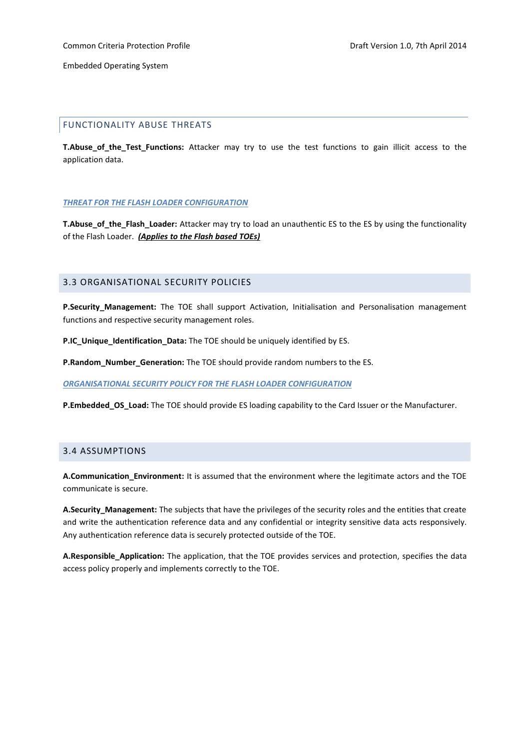### FUNCTIONALITY ABUSE THREATS

**T.Abuse_of_the_Test_Functions:** Attacker may try to use the test functions to gain illicit access to the application data.

***THREAT FOR THE FLASH LOADER CONFIGURATION***

**T.Abuse_of_the_Flash_Loader:** Attacker may try to load an unauthentic ES to the ES by using the functionality of the Flash Loader. ***(Applies to the Flash based TOEs)***

## 3.3 ORGANISATIONAL SECURITY POLICIES

**P.Security_Management:** The TOE shall support Activation, Initialisation and Personalisation management functions and respective security management roles.

**P.IC_Unique_Identification_Data:** The TOE should be uniquely identified by ES.

**P.Random_Number_Generation:** The TOE should provide random numbers to the ES.

***ORGANISATIONAL SECURITY POLICY FOR THE FLASH LOADER CONFIGURATION***

**P.Embedded_OS_Load:** The TOE should provide ES loading capability to the Card Issuer or the Manufacturer.

## 3.4 ASSUMPTIONS

**A.Communication_Environment:** It is assumed that the environment where the legitimate actors and the TOE communicate is secure.

**A.Security_Management:** The subjects that have the privileges of the security roles and the entities that create and write the authentication reference data and any confidential or integrity sensitive data acts responsively. Any authentication reference data is securely protected outside of the TOE.

**A.Responsible_Application:** The application, that the TOE provides services and protection, specifies the data access policy properly and implements correctly to the TOE.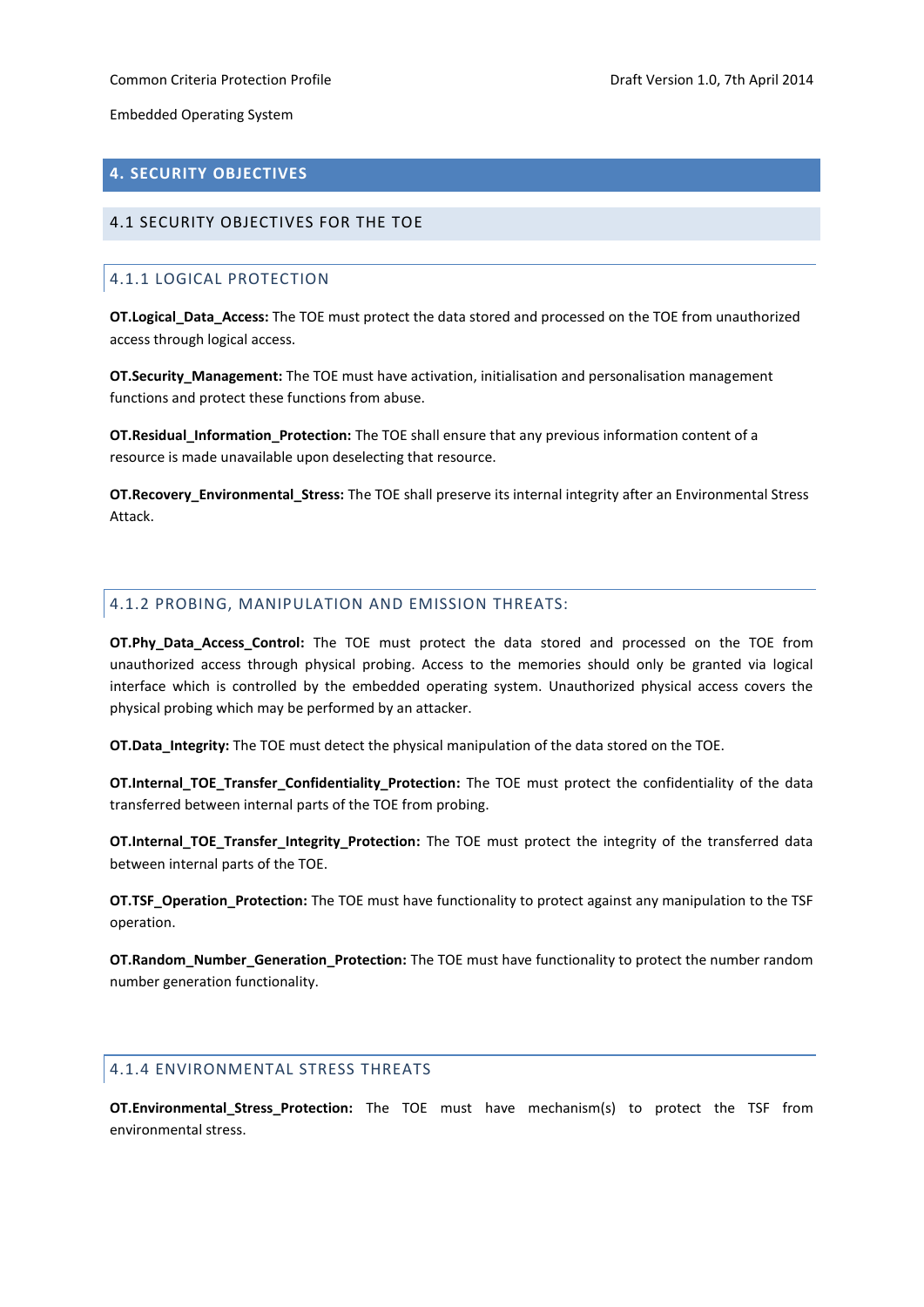# 4. SECURITY OBJECTIVES

## 4.1 SECURITY OBJECTIVES FOR THE TOE

### 4.1.1 LOGICAL PROTECTION

**OT.Logical_Data_Access:** The TOE must protect the data stored and processed on the TOE from unauthorized access through logical access.

**OT.Security_Management:** The TOE must have activation, initialisation and personalisation management functions and protect these functions from abuse.

**OT.Residual_Information_Protection:** The TOE shall ensure that any previous information content of a resource is made unavailable upon deselecting that resource.

**OT.Recovery_Environmental_Stress:** The TOE shall preserve its internal integrity after an Environmental Stress Attack.

### 4.1.2 PROBING, MANIPULATION AND EMISSION THREATS:

**OT.Phy_Data_Access_Control:** The TOE must protect the data stored and processed on the TOE from unauthorized access through physical probing. Access to the memories should only be granted via logical interface which is controlled by the embedded operating system. Unauthorized physical access covers the physical probing which may be performed by an attacker.

**OT.Data_Integrity:** The TOE must detect the physical manipulation of the data stored on the TOE.

**OT.Internal_TOE_Transfer_Confidentiality_Protection:** The TOE must protect the confidentiality of the data transferred between internal parts of the TOE from probing.

**OT.Internal_TOE_Transfer_Integrity_Protection:** The TOE must protect the integrity of the transferred data between internal parts of the TOE.

**OT.TSF_Operation_Protection:** The TOE must have functionality to protect against any manipulation to the TSF operation.

**OT.Random_Number_Generation_Protection:** The TOE must have functionality to protect the number random number generation functionality.

### 4.1.4 ENVIRONMENTAL STRESS THREATS

**OT.Environmental_Stress_Protection:** The TOE must have mechanism(s) to protect the TSF from environmental stress.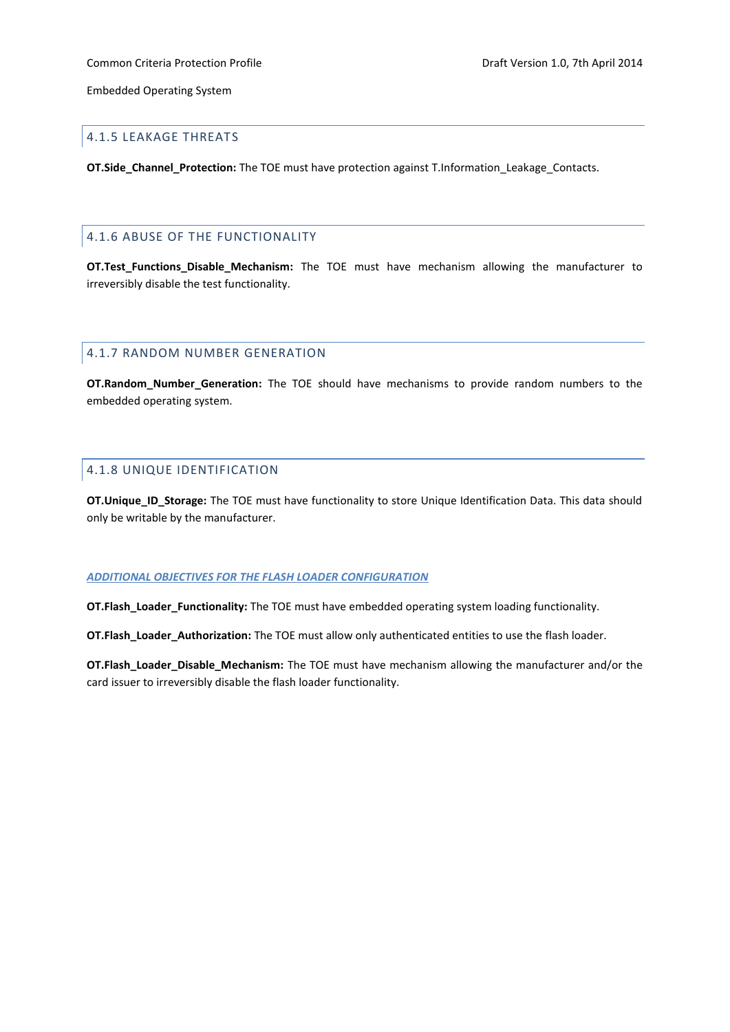### 4.1.5 LEAKAGE THREATS

**OT.Side_Channel_Protection:** The TOE must have protection against T.Information_Leakage_Contacts.

### 4.1.6 ABUSE OF THE FUNCTIONALITY

**OT.Test_Functions_Disable_Mechanism:** The TOE must have mechanism allowing the manufacturer to irreversibly disable the test functionality.

### 4.1.7 RANDOM NUMBER GENERATION

**OT.Random_Number_Generation:** The TOE should have mechanisms to provide random numbers to the embedded operating system.

### 4.1.8 UNIQUE IDENTIFICATION

**OT.Unique_ID_Storage:** The TOE must have functionality to store Unique Identification Data. This data should only be writable by the manufacturer.

***ADDITIONAL OBJECTIVES FOR THE FLASH LOADER CONFIGURATION***

**OT.Flash_Loader_Functionality:** The TOE must have embedded operating system loading functionality.

**OT.Flash_Loader_Authorization:** The TOE must allow only authenticated entities to use the flash loader.

**OT.Flash_Loader_Disable_Mechanism:** The TOE must have mechanism allowing the manufacturer and/or the card issuer to irreversibly disable the flash loader functionality.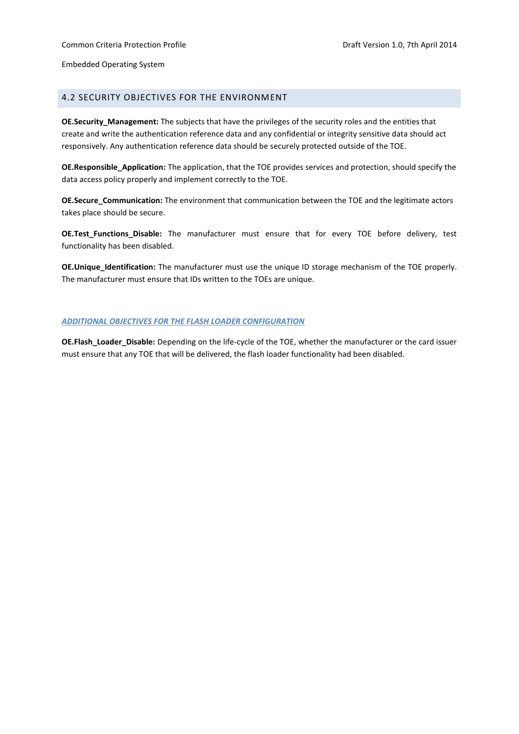## 4.2 SECURITY OBJECTIVES FOR THE ENVIRONMENT

**OE.Security_Management:** The subjects that have the privileges of the security roles and the entities that create and write the authentication reference data and any confidential or integrity sensitive data should act responsively. Any authentication reference data should be securely protected outside of the TOE.

**OE.Responsible_Application:** The application, that the TOE provides services and protection, should specify the data access policy properly and implement correctly to the TOE.

**OE.Secure_Communication:** The environment that communication between the TOE and the legitimate actors takes place should be secure.

**OE.Test_Functions_Disable:** The manufacturer must ensure that for every TOE before delivery, test functionality has been disabled.

**OE.Unique_Identification:** The manufacturer must use the unique ID storage mechanism of the TOE properly. The manufacturer must ensure that IDs written to the TOEs are unique.

***ADDITIONAL OBJECTIVES FOR THE FLASH LOADER CONFIGURATION***

**OE.Flash_Loader_Disable:** Depending on the life-cycle of the TOE, whether the manufacturer or the card issuer must ensure that any TOE that will be delivered, the flash loader functionality had been disabled.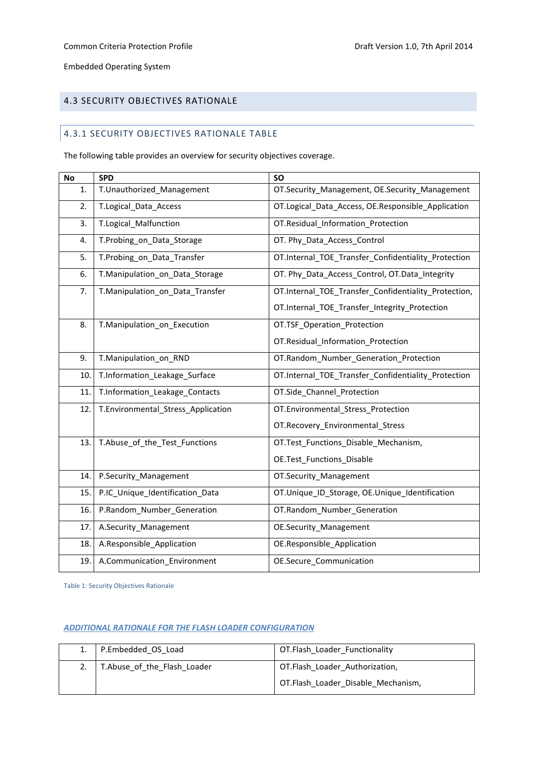## 4.3 SECURITY OBJECTIVES RATIONALE

### 4.3.1 SECURITY OBJECTIVES RATIONALE TABLE

The following table provides an overview for security objectives coverage.

| No | SPD | SO |
|---|---|---|
| 1. | T.Unauthorized_Management | OT.Security_Management, OE.Security_Management |
| 2. | T.Logical_Data_Access | OT.Logical_Data_Access, OE.Responsible_Application |
| 3. | T.Logical_Malfunction | OT.Residual_Information_Protection |
| 4. | T.Probing_on_Data_Storage | OT. Phy_Data_Access_Control |
| 5. | T.Probing_on_Data_Transfer | OT.Internal_TOE_Transfer_Confidentiality_Protection |
| 6. | T.Manipulation_on_Data_Storage | OT. Phy_Data_Access_Control, OT.Data_Integrity |
| 7. | T.Manipulation_on_Data_Transfer | OT.Internal_TOE_Transfer_Confidentiality_Protection, OT.Internal_TOE_Transfer_Integrity_Protection |
| 8. | T.Manipulation_on_Execution | OT.TSF_Operation_Protection OT.Residual_Information_Protection |
| 9. | T.Manipulation_on_RND | OT.Random_Number_Generation_Protection |
| 10. | T.Information_Leakage_Surface | OT.Internal_TOE_Transfer_Confidentiality_Protection |
| 11. | T.Information_Leakage_Contacts | OT.Side_Channel_Protection |
| 12. | T.Environmental_Stress_Application | OT.Environmental_Stress_Protection OT.Recovery_Environmental_Stress |
| 13. | T.Abuse_of_the_Test_Functions | OT.Test_Functions_Disable_Mechanism, OE.Test_Functions_Disable |
| 14. | P.Security_Management | OT.Security_Management |
| 15. | P.IC_Unique_Identification_Data | OT.Unique_ID_Storage, OE.Unique_Identification |
| 16. | P.Random_Number_Generation | OT.Random_Number_Generation |
| 17. | A.Security_Management | OE.Security_Management |
| 18. | A.Responsible_Application | OE.Responsible_Application |
| 19. | A.Communication_Environment | OE.Secure_Communication |

Table 1: Security Objectives Rationale

***ADDITIONAL RATIONALE FOR THE FLASH LOADER CONFIGURATION***

| | | |
|---|---|---|
| 1. | P.Embedded_OS_Load | OT.Flash_Loader_Functionality |
| 2. | T.Abuse_of_the_Flash_Loader | OT.Flash_Loader_Authorization, OT.Flash_Loader_Disable_Mechanism, |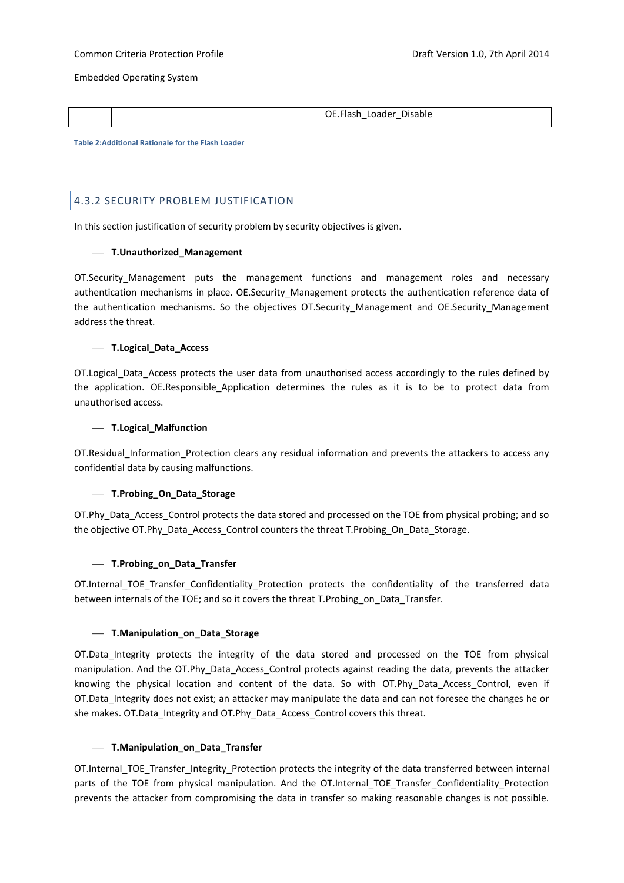|  |  | OE.Flash_Loader_Disable |
|---|---|---|

Table 2:Additional Rationale for the Flash Loader

### 4.3.2 SECURITY PROBLEM JUSTIFICATION

In this section justification of security problem by security objectives is given.

- **T.Unauthorized_Management**

OT.Security_Management puts the management functions and management roles and necessary authentication mechanisms in place. OE.Security_Management protects the authentication reference data of the authentication mechanisms. So the objectives OT.Security_Management and OE.Security_Management address the threat.

- **T.Logical_Data_Access**

OT.Logical_Data_Access protects the user data from unauthorised access accordingly to the rules defined by the application. OE.Responsible_Application determines the rules as it is to be to protect data from unauthorised access.

- **T.Logical_Malfunction**

OT.Residual_Information_Protection clears any residual information and prevents the attackers to access any confidential data by causing malfunctions.

- **T.Probing_On_Data_Storage**

OT.Phy_Data_Access_Control protects the data stored and processed on the TOE from physical probing; and so the objective OT.Phy_Data_Access_Control counters the threat T.Probing_On_Data_Storage.

- **T.Probing_on_Data_Transfer**

OT.Internal_TOE_Transfer_Confidentiality_Protection protects the confidentiality of the transferred data between internals of the TOE; and so it covers the threat T.Probing_on_Data_Transfer.

- **T.Manipulation_on_Data_Storage**

OT.Data_Integrity protects the integrity of the data stored and processed on the TOE from physical manipulation. And the OT.Phy_Data_Access_Control protects against reading the data, prevents the attacker knowing the physical location and content of the data. So with OT.Phy_Data_Access_Control, even if OT.Data_Integrity does not exist; an attacker may manipulate the data and can not foresee the changes he or she makes. OT.Data_Integrity and OT.Phy_Data_Access_Control covers this threat.

- **T.Manipulation_on_Data_Transfer**

OT.Internal_TOE_Transfer_Integrity_Protection protects the integrity of the data transferred between internal parts of the TOE from physical manipulation. And the OT.Internal_TOE_Transfer_Confidentiality_Protection prevents the attacker from compromising the data in transfer so making reasonable changes is not possible.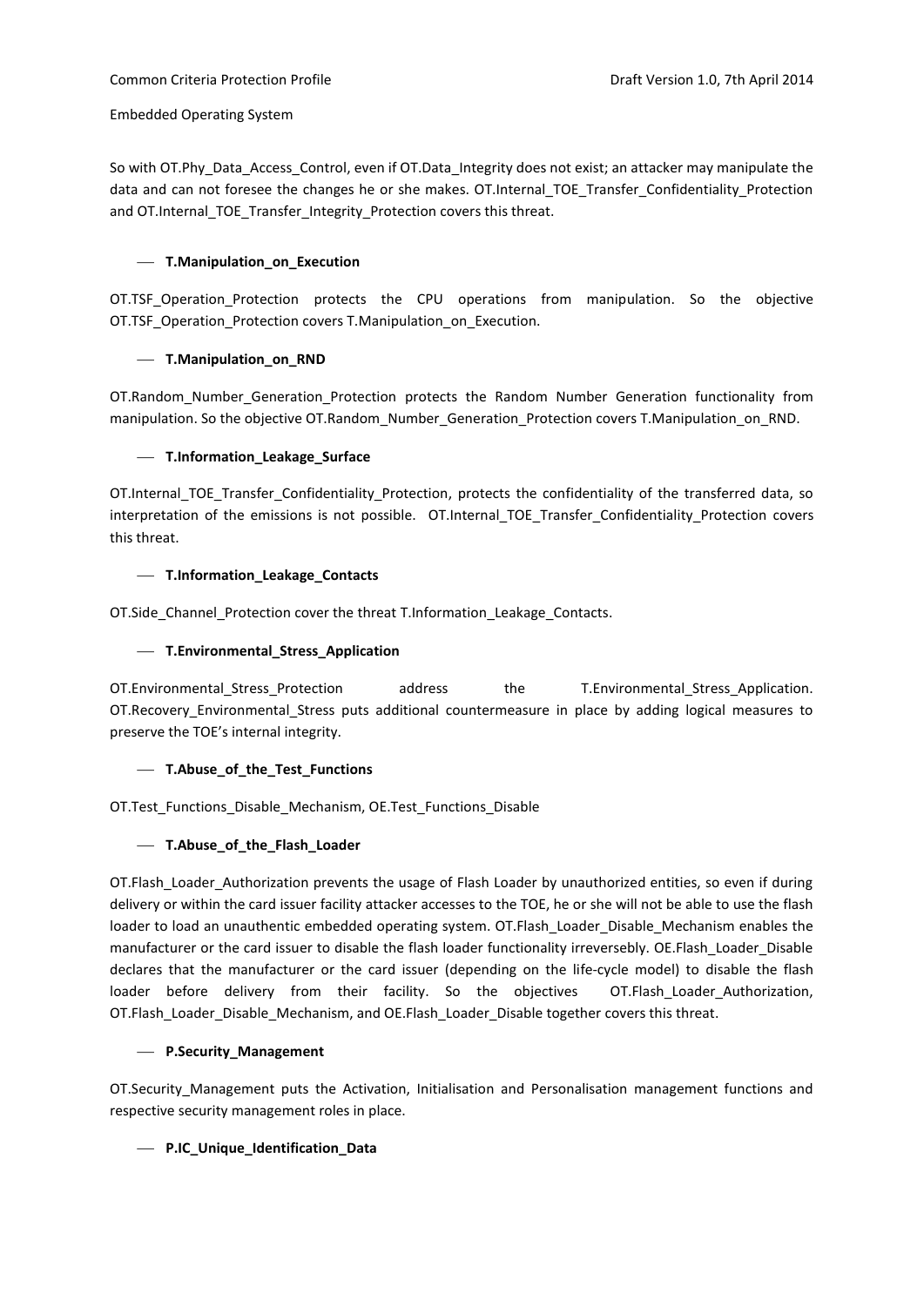So with OT.Phy_Data_Access_Control, even if OT.Data_Integrity does not exist; an attacker may manipulate the data and can not foresee the changes he or she makes. OT.Internal_TOE_Transfer_Confidentiality_Protection and OT.Internal_TOE_Transfer_Integrity_Protection covers this threat.

- **T.Manipulation_on_Execution**

OT.TSF_Operation_Protection protects the CPU operations from manipulation. So the objective OT.TSF_Operation_Protection covers T.Manipulation_on_Execution.

- **T.Manipulation_on_RND**

OT.Random_Number_Generation_Protection protects the Random Number Generation functionality from manipulation. So the objective OT.Random_Number_Generation_Protection covers T.Manipulation_on_RND.

- **T.Information_Leakage_Surface**

OT.Internal_TOE_Transfer_Confidentiality_Protection, protects the confidentiality of the transferred data, so interpretation of the emissions is not possible. OT.Internal_TOE_Transfer_Confidentiality_Protection covers this threat.

- **T.Information_Leakage_Contacts**

OT.Side_Channel_Protection cover the threat T.Information_Leakage_Contacts.

- **T.Environmental_Stress_Application**

OT.Environmental_Stress_Protection address the T.Environmental_Stress_Application. OT.Recovery_Environmental_Stress puts additional countermeasure in place by adding logical measures to preserve the TOE's internal integrity.

- **T.Abuse_of_the_Test_Functions**

OT.Test_Functions_Disable_Mechanism, OE.Test_Functions_Disable

- **T.Abuse_of_the_Flash_Loader**

OT.Flash_Loader_Authorization prevents the usage of Flash Loader by unauthorized entities, so even if during delivery or within the card issuer facility attacker accesses to the TOE, he or she will not be able to use the flash loader to load an unauthentic embedded operating system. OT.Flash_Loader_Disable_Mechanism enables the manufacturer or the card issuer to disable the flash loader functionality irreversebly. OE.Flash_Loader_Disable declares that the manufacturer or the card issuer (depending on the life-cycle model) to disable the flash loader before delivery from their facility. So the objectives OT.Flash_Loader_Authorization, OT.Flash_Loader_Disable_Mechanism, and OE.Flash_Loader_Disable together covers this threat.

- **P.Security_Management**

OT.Security_Management puts the Activation, Initialisation and Personalisation management functions and respective security management roles in place.

- **P.IC_Unique_Identification_Data**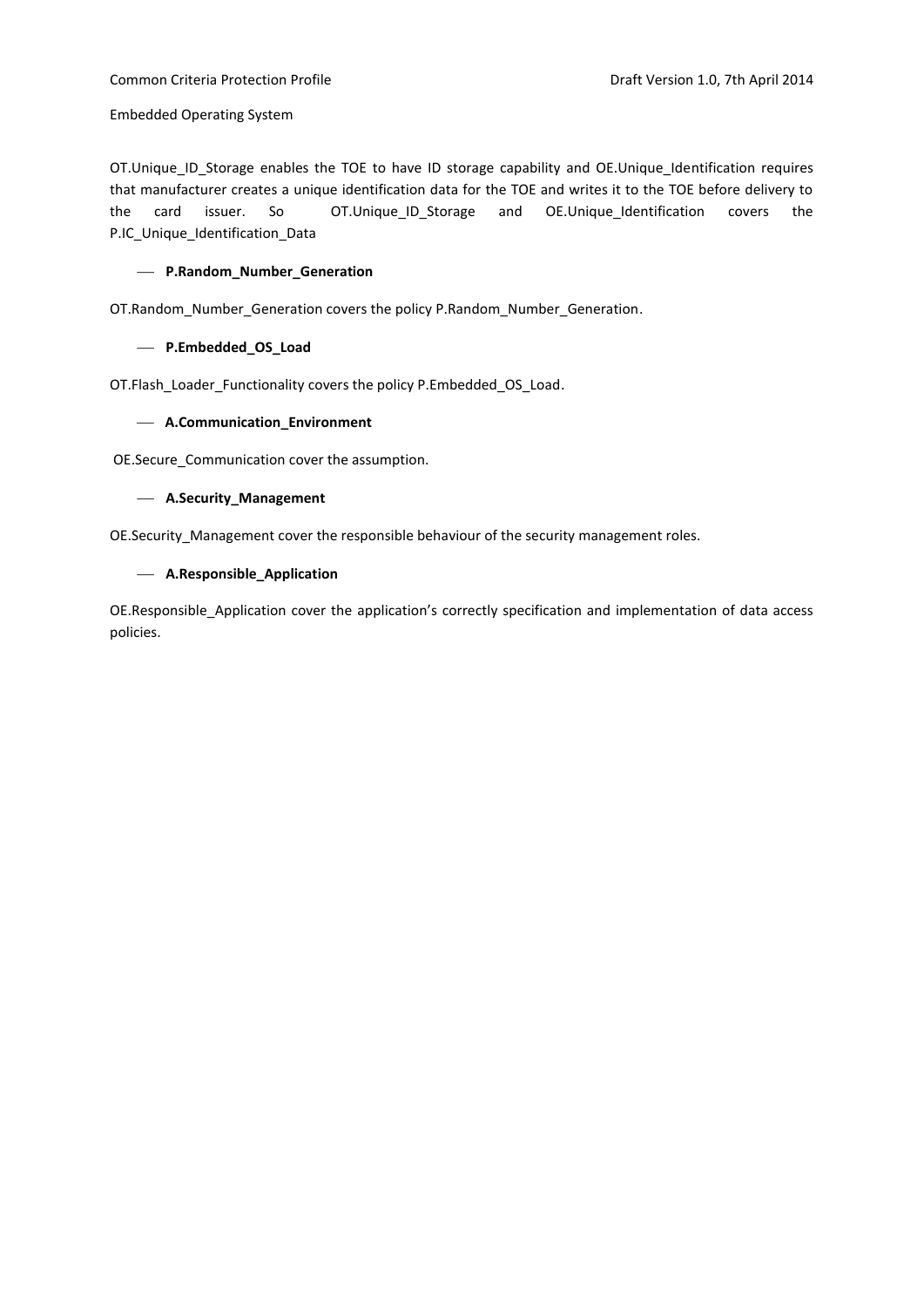OT.Unique_ID_Storage enables the TOE to have ID storage capability and OE.Unique_Identification requires that manufacturer creates a unique identification data for the TOE and writes it to the TOE before delivery to the card issuer. So OT.Unique_ID_Storage and OE.Unique_Identification covers the P.IC_Unique_Identification_Data

- **P.Random_Number_Generation**

OT.Random_Number_Generation covers the policy P.Random_Number_Generation.

- **P.Embedded_OS_Load**

OT.Flash_Loader_Functionality covers the policy P.Embedded_OS_Load.

- **A.Communication_Environment**

OE.Secure_Communication cover the assumption.

- **A.Security_Management**

OE.Security_Management cover the responsible behaviour of the security management roles.

- **A.Responsible_Application**

OE.Responsible_Application cover the application's correctly specification and implementation of data access policies.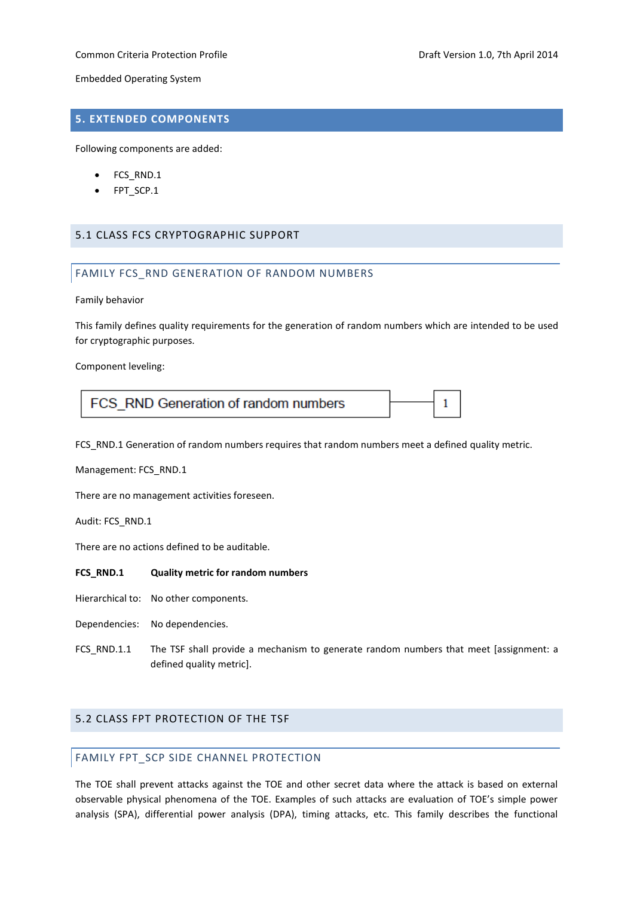# 5. EXTENDED COMPONENTS

Following components are added:

- FCS_RND.1
- FPT_SCP.1

## 5.1 CLASS FCS CRYPTOGRAPHIC SUPPORT

### FAMILY FCS_RND GENERATION OF RANDOM NUMBERS

Family behavior

This family defines quality requirements for the generation of random numbers which are intended to be used for cryptographic purposes.

Component leveling:

| FCS_RND Generation of random numbers | — | 1 |
|---|---|---|

FCS_RND.1 Generation of random numbers requires that random numbers meet a defined quality metric.

Management: FCS_RND.1

There are no management activities foreseen.

Audit: FCS_RND.1

There are no actions defined to be auditable.

**FCS_RND.1 Quality metric for random numbers**

Hierarchical to: No other components.

Dependencies: No dependencies.

FCS_RND.1.1 The TSF shall provide a mechanism to generate random numbers that meet [assignment: a defined quality metric].

## 5.2 CLASS FPT PROTECTION OF THE TSF

### FAMILY FPT_SCP SIDE CHANNEL PROTECTION

The TOE shall prevent attacks against the TOE and other secret data where the attack is based on external observable physical phenomena of the TOE. Examples of such attacks are evaluation of TOE's simple power analysis (SPA), differential power analysis (DPA), timing attacks, etc. This family describes the functional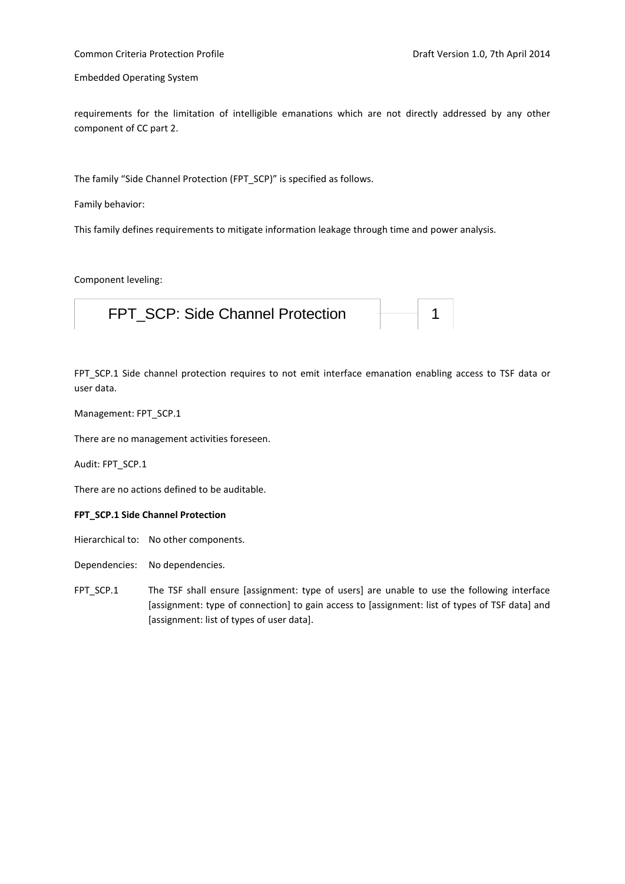requirements for the limitation of intelligible emanations which are not directly addressed by any other component of CC part 2.

The family "Side Channel Protection (FPT_SCP)" is specified as follows.

Family behavior:

This family defines requirements to mitigate information leakage through time and power analysis.

Component leveling:

| FPT_SCP: Side Channel Protection | 1 |
| --- | --- |

FPT_SCP.1 Side channel protection requires to not emit interface emanation enabling access to TSF data or user data.

Management: FPT_SCP.1

There are no management activities foreseen.

Audit: FPT_SCP.1

There are no actions defined to be auditable.

**FPT_SCP.1 Side Channel Protection**

Hierarchical to: No other components.

Dependencies: No dependencies.

FPT_SCP.1 The TSF shall ensure [assignment: type of users] are unable to use the following interface [assignment: type of connection] to gain access to [assignment: list of types of TSF data] and [assignment: list of types of user data].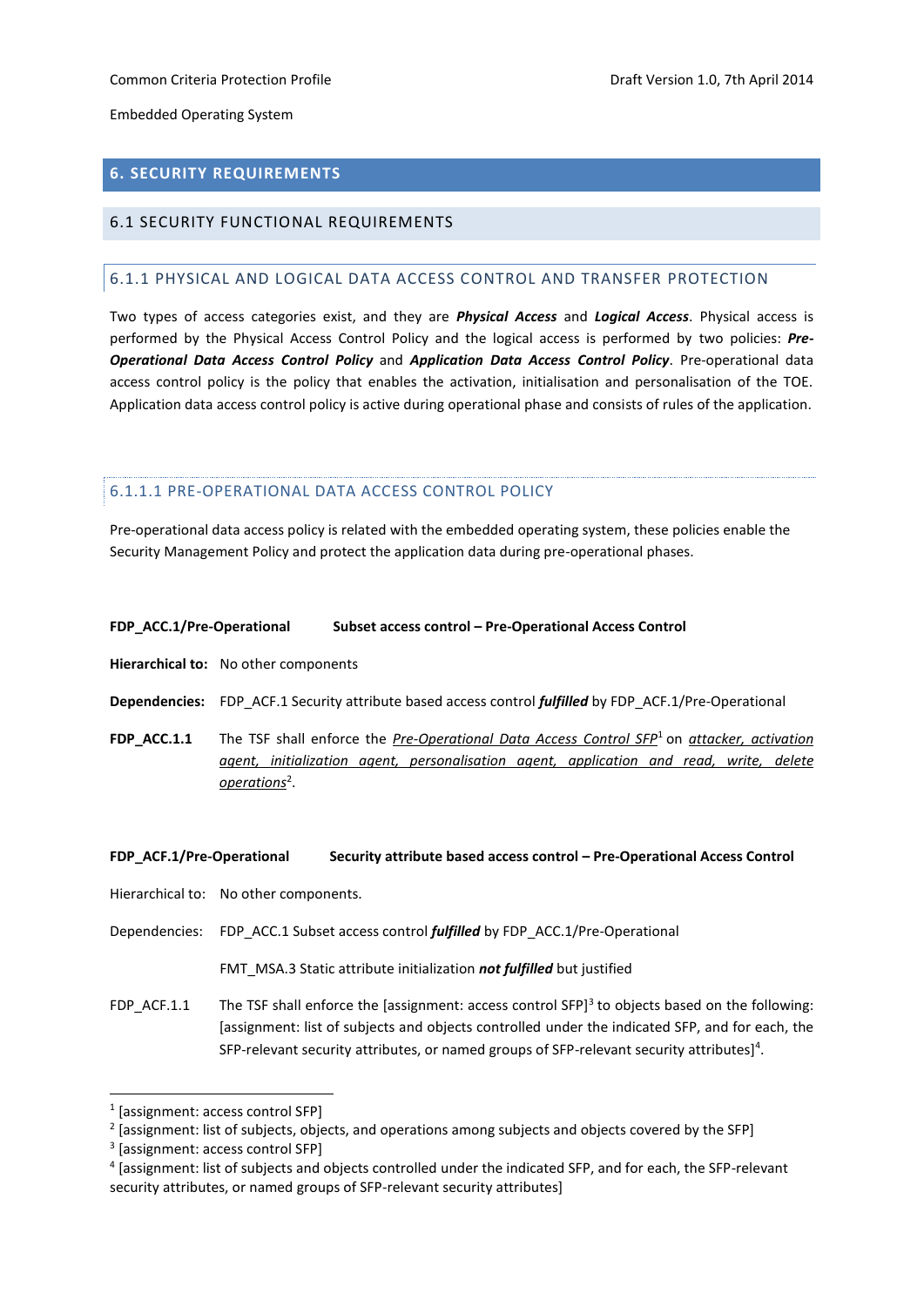# 6. SECURITY REQUIREMENTS

## 6.1 SECURITY FUNCTIONAL REQUIREMENTS

### 6.1.1 PHYSICAL AND LOGICAL DATA ACCESS CONTROL AND TRANSFER PROTECTION

Two types of access categories exist, and they are ***Physical Access*** and ***Logical Access***. Physical access is performed by the Physical Access Control Policy and the logical access is performed by two policies: ***Pre-Operational Data Access Control Policy*** and ***Application Data Access Control Policy***. Pre-operational data access control policy is the policy that enables the activation, initialisation and personalisation of the TOE. Application data access control policy is active during operational phase and consists of rules of the application.

#### 6.1.1.1 PRE-OPERATIONAL DATA ACCESS CONTROL POLICY

Pre-operational data access policy is related with the embedded operating system, these policies enable the Security Management Policy and protect the application data during pre-operational phases.

**FDP_ACC.1/Pre-Operational Subset access control – Pre-Operational Access Control**

**Hierarchical to:** No other components

**Dependencies:** FDP_ACF.1 Security attribute based access control ***fulfilled*** by FDP_ACF.1/Pre-Operational

**FDP_ACC.1.1** The TSF shall enforce the _Pre-Operational Data Access Control SFP_[1] on _attacker, activation agent, initialization agent, personalisation agent, application and read, write, delete operations_[2].

**FDP_ACF.1/Pre-Operational Security attribute based access control – Pre-Operational Access Control**

Hierarchical to: No other components.

Dependencies: FDP_ACC.1 Subset access control ***fulfilled*** by FDP_ACC.1/Pre-Operational

FMT_MSA.3 Static attribute initialization ***not fulfilled*** but justified

FDP_ACF.1.1 The TSF shall enforce the [assignment: access control SFP][3] to objects based on the following: [assignment: list of subjects and objects controlled under the indicated SFP, and for each, the SFP-relevant security attributes, or named groups of SFP-relevant security attributes][4].

---

[1] [assignment: access control SFP]

[2] [assignment: list of subjects, objects, and operations among subjects and objects covered by the SFP]

[3] [assignment: access control SFP]

[4] [assignment: list of subjects and objects controlled under the indicated SFP, and for each, the SFP-relevant security attributes, or named groups of SFP-relevant security attributes]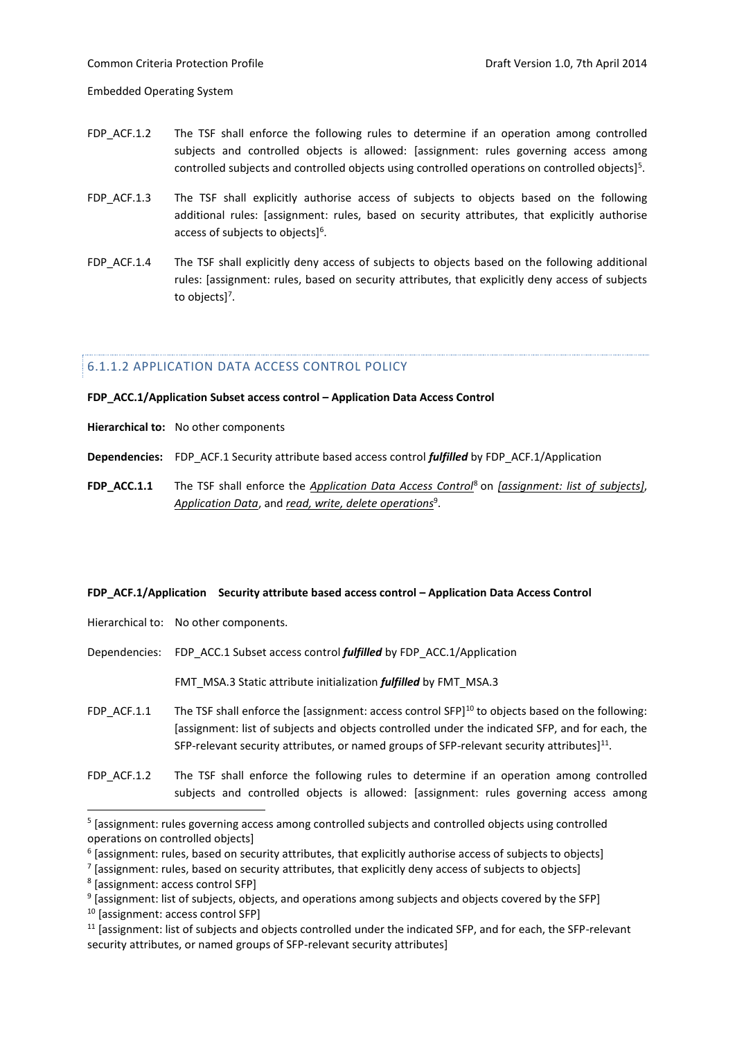FDP_ACF.1.2 The TSF shall enforce the following rules to determine if an operation among controlled subjects and controlled objects is allowed: [assignment: rules governing access among controlled subjects and controlled objects using controlled operations on controlled objects][5].

FDP_ACF.1.3 The TSF shall explicitly authorise access of subjects to objects based on the following additional rules: [assignment: rules, based on security attributes, that explicitly authorise access of subjects to objects][6].

FDP_ACF.1.4 The TSF shall explicitly deny access of subjects to objects based on the following additional rules: [assignment: rules, based on security attributes, that explicitly deny access of subjects to objects][7].

### 6.1.1.2 APPLICATION DATA ACCESS CONTROL POLICY

**FDP_ACC.1/Application Subset access control – Application Data Access Control**

**Hierarchical to:** No other components

**Dependencies:** FDP_ACF.1 Security attribute based access control ***fulfilled*** by FDP_ACF.1/Application

**FDP_ACC.1.1** The TSF shall enforce the *Application Data Access Control*[8] on *[assignment: list of subjects]*, *Application Data*, and *read, write, delete operations*[9].

**FDP_ACF.1/Application Security attribute based access control – Application Data Access Control**

Hierarchical to: No other components.

Dependencies: FDP_ACC.1 Subset access control ***fulfilled*** by FDP_ACC.1/Application

FMT_MSA.3 Static attribute initialization ***fulfilled*** by FMT_MSA.3

FDP_ACF.1.1 The TSF shall enforce the [assignment: access control SFP][10] to objects based on the following: [assignment: list of subjects and objects controlled under the indicated SFP, and for each, the SFP-relevant security attributes, or named groups of SFP-relevant security attributes][11].

FDP_ACF.1.2 The TSF shall enforce the following rules to determine if an operation among controlled subjects and controlled objects is allowed: [assignment: rules governing access among

---

[5] [assignment: rules governing access among controlled subjects and controlled objects using controlled operations on controlled objects]

[6] [assignment: rules, based on security attributes, that explicitly authorise access of subjects to objects]

[7] [assignment: rules, based on security attributes, that explicitly deny access of subjects to objects]

[8] [assignment: access control SFP]

[9] [assignment: list of subjects, objects, and operations among subjects and objects covered by the SFP]

[10] [assignment: access control SFP]

[11] [assignment: list of subjects and objects controlled under the indicated SFP, and for each, the SFP-relevant security attributes, or named groups of SFP-relevant security attributes]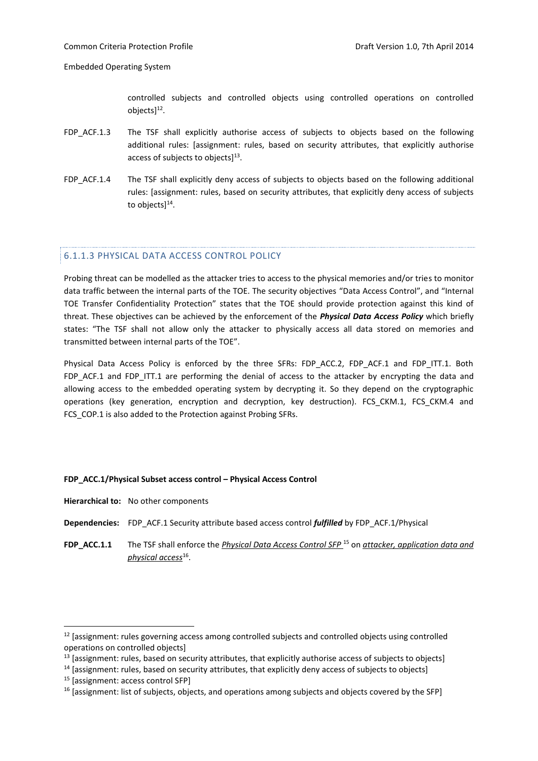controlled subjects and controlled objects using controlled operations on controlled objects][12].

FDP_ACF.1.3 The TSF shall explicitly authorise access of subjects to objects based on the following additional rules: [assignment: rules, based on security attributes, that explicitly authorise access of subjects to objects][13].

FDP_ACF.1.4 The TSF shall explicitly deny access of subjects to objects based on the following additional rules: [assignment: rules, based on security attributes, that explicitly deny access of subjects to objects][14].

#### 6.1.1.3 PHYSICAL DATA ACCESS CONTROL POLICY

Probing threat can be modelled as the attacker tries to access to the physical memories and/or tries to monitor data traffic between the internal parts of the TOE. The security objectives "Data Access Control", and "Internal TOE Transfer Confidentiality Protection" states that the TOE should provide protection against this kind of threat. These objectives can be achieved by the enforcement of the ***Physical Data Access Policy*** which briefly states: "The TSF shall not allow only the attacker to physically access all data stored on memories and transmitted between internal parts of the TOE".

Physical Data Access Policy is enforced by the three SFRs: FDP_ACC.2, FDP_ACF.1 and FDP_ITT.1. Both FDP_ACF.1 and FDP_ITT.1 are performing the denial of access to the attacker by encrypting the data and allowing access to the embedded operating system by decrypting it. So they depend on the cryptographic operations (key generation, encryption and decryption, key destruction). FCS_CKM.1, FCS_CKM.4 and FCS_COP.1 is also added to the Protection against Probing SFRs.

**FDP_ACC.1/Physical Subset access control – Physical Access Control**

**Hierarchical to:** No other components

**Dependencies:** FDP_ACF.1 Security attribute based access control ***fulfilled*** by FDP_ACF.1/Physical

**FDP_ACC.1.1** The TSF shall enforce the <u>*Physical Data Access Control SFP*</u> [15] on <u>*attacker, application data and physical access*</u>[16].

---

[12] [assignment: rules governing access among controlled subjects and controlled objects using controlled operations on controlled objects]

[13] [assignment: rules, based on security attributes, that explicitly authorise access of subjects to objects]

[14] [assignment: rules, based on security attributes, that explicitly deny access of subjects to objects]

[15] [assignment: access control SFP]

[16] [assignment: list of subjects, objects, and operations among subjects and objects covered by the SFP]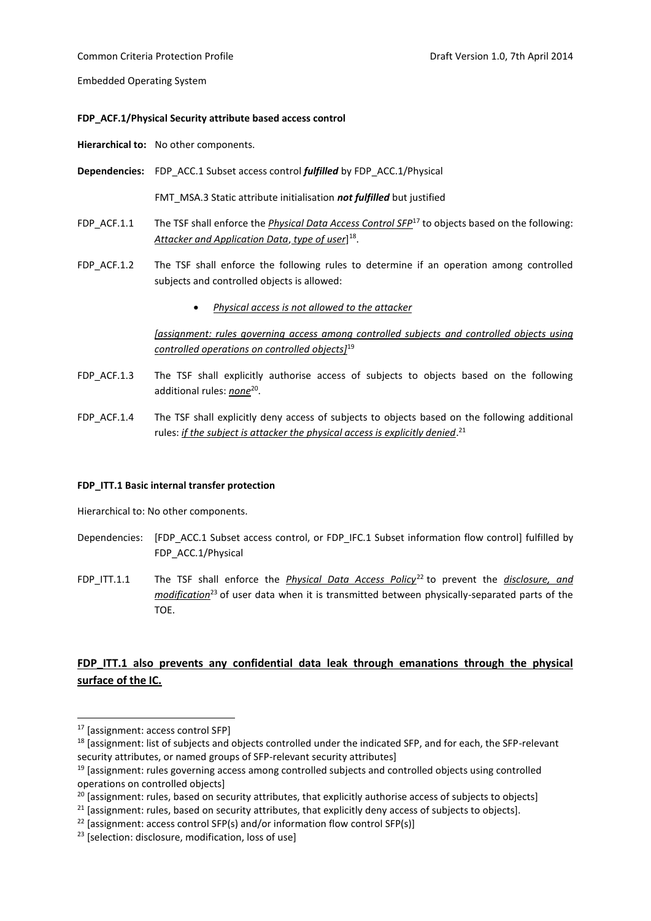**FDP_ACF.1/Physical Security attribute based access control**

**Hierarchical to:** No other components.

**Dependencies:** FDP_ACC.1 Subset access control ***fulfilled*** by FDP_ACC.1/Physical

FMT_MSA.3 Static attribute initialisation ***not fulfilled*** but justified

FDP_ACF.1.1 The TSF shall enforce the *Physical Data Access Control SFP*[17] to objects based on the following: *Attacker and Application Data*, *type of user*][18].

FDP_ACF.1.2 The TSF shall enforce the following rules to determine if an operation among controlled subjects and controlled objects is allowed:

- *Physical access is not allowed to the attacker*

*[assignment: rules governing access among controlled subjects and controlled objects using controlled operations on controlled objects]*[19]

FDP_ACF.1.3 The TSF shall explicitly authorise access of subjects to objects based on the following additional rules: *none*[20].

FDP_ACF.1.4 The TSF shall explicitly deny access of subjects to objects based on the following additional rules: *if the subject is attacker the physical access is explicitly denied*.[21]

**FDP_ITT.1 Basic internal transfer protection**

Hierarchical to: No other components.

Dependencies: [FDP_ACC.1 Subset access control, or FDP_IFC.1 Subset information flow control] fulfilled by FDP_ACC.1/Physical

FDP_ITT.1.1 The TSF shall enforce the *Physical Data Access Policy*[22] to prevent the *disclosure, and modification*[23] of user data when it is transmitted between physically-separated parts of the TOE.

## FDP_ITT.1 also prevents any confidential data leak through emanations through the physical surface of the IC.

---

[17] [assignment: access control SFP]

[18] [assignment: list of subjects and objects controlled under the indicated SFP, and for each, the SFP-relevant security attributes, or named groups of SFP-relevant security attributes]

[19] [assignment: rules governing access among controlled subjects and controlled objects using controlled operations on controlled objects]

[20] [assignment: rules, based on security attributes, that explicitly authorise access of subjects to objects]

[21] [assignment: rules, based on security attributes, that explicitly deny access of subjects to objects].

[22] [assignment: access control SFP(s) and/or information flow control SFP(s)]

[23] [selection: disclosure, modification, loss of use]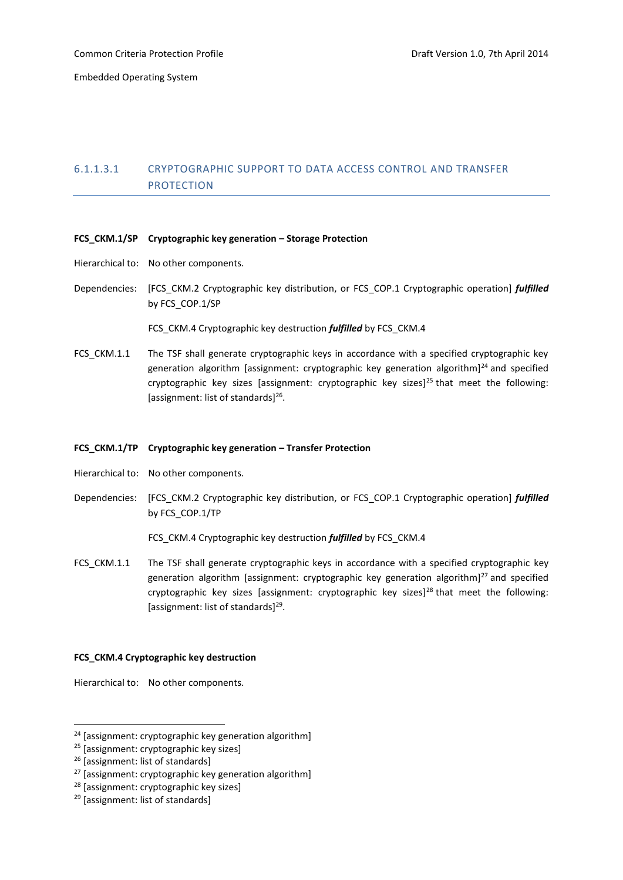#### 6.1.1.3.1 CRYPTOGRAPHIC SUPPORT TO DATA ACCESS CONTROL AND TRANSFER PROTECTION

**FCS_CKM.1/SP Cryptographic key generation – Storage Protection**

Hierarchical to: No other components.

Dependencies: [FCS_CKM.2 Cryptographic key distribution, or FCS_COP.1 Cryptographic operation] ***fulfilled*** by FCS_COP.1/SP

FCS_CKM.4 Cryptographic key destruction ***fulfilled*** by FCS_CKM.4

FCS_CKM.1.1 The TSF shall generate cryptographic keys in accordance with a specified cryptographic key generation algorithm [assignment: cryptographic key generation algorithm][24] and specified cryptographic key sizes [assignment: cryptographic key sizes][25] that meet the following: [assignment: list of standards][26].

**FCS_CKM.1/TP Cryptographic key generation – Transfer Protection**

Hierarchical to: No other components.

Dependencies: [FCS_CKM.2 Cryptographic key distribution, or FCS_COP.1 Cryptographic operation] ***fulfilled*** by FCS_COP.1/TP

FCS_CKM.4 Cryptographic key destruction ***fulfilled*** by FCS_CKM.4

FCS_CKM.1.1 The TSF shall generate cryptographic keys in accordance with a specified cryptographic key generation algorithm [assignment: cryptographic key generation algorithm][27] and specified cryptographic key sizes [assignment: cryptographic key sizes][28] that meet the following: [assignment: list of standards][29].

**FCS_CKM.4 Cryptographic key destruction**

Hierarchical to: No other components.

---

[24] [assignment: cryptographic key generation algorithm]

[25] [assignment: cryptographic key sizes]

[26] [assignment: list of standards]

[27] [assignment: cryptographic key generation algorithm]

[28] [assignment: cryptographic key sizes]

[29] [assignment: list of standards]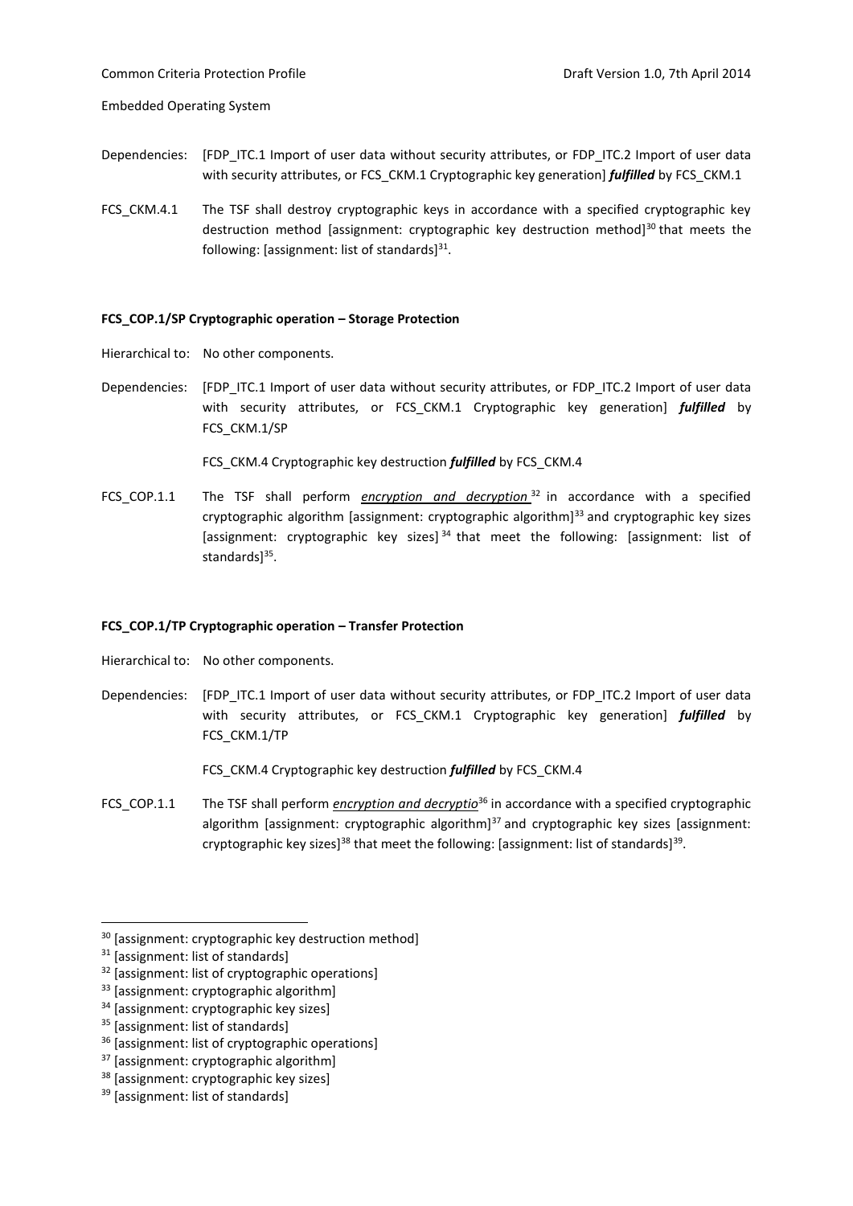Dependencies: [FDP_ITC.1 Import of user data without security attributes, or FDP_ITC.2 Import of user data with security attributes, or FCS_CKM.1 Cryptographic key generation] ***fulfilled*** by FCS_CKM.1

FCS_CKM.4.1 The TSF shall destroy cryptographic keys in accordance with a specified cryptographic key destruction method [assignment: cryptographic key destruction method][30] that meets the following: [assignment: list of standards][31].

**FCS_COP.1/SP Cryptographic operation – Storage Protection**

Hierarchical to: No other components.

Dependencies: [FDP_ITC.1 Import of user data without security attributes, or FDP_ITC.2 Import of user data with security attributes, or FCS_CKM.1 Cryptographic key generation] ***fulfilled*** by FCS_CKM.1/SP

FCS_CKM.4 Cryptographic key destruction ***fulfilled*** by FCS_CKM.4

FCS_COP.1.1 The TSF shall perform ***encryption and decryption***[32] in accordance with a specified cryptographic algorithm [assignment: cryptographic algorithm][33] and cryptographic key sizes [assignment: cryptographic key sizes][34] that meet the following: [assignment: list of standards][35].

**FCS_COP.1/TP Cryptographic operation – Transfer Protection**

Hierarchical to: No other components.

Dependencies: [FDP_ITC.1 Import of user data without security attributes, or FDP_ITC.2 Import of user data with security attributes, or FCS_CKM.1 Cryptographic key generation] ***fulfilled*** by FCS_CKM.1/TP

FCS_CKM.4 Cryptographic key destruction ***fulfilled*** by FCS_CKM.4

FCS_COP.1.1 The TSF shall perform ***encryption and decryptio***[36] in accordance with a specified cryptographic algorithm [assignment: cryptographic algorithm][37] and cryptographic key sizes [assignment: cryptographic key sizes][38] that meet the following: [assignment: list of standards][39].

---

[30] [assignment: cryptographic key destruction method]
[31] [assignment: list of standards]
[32] [assignment: list of cryptographic operations]
[33] [assignment: cryptographic algorithm]
[34] [assignment: cryptographic key sizes]
[35] [assignment: list of standards]
[36] [assignment: list of cryptographic operations]
[37] [assignment: cryptographic algorithm]
[38] [assignment: cryptographic key sizes]
[39] [assignment: list of standards]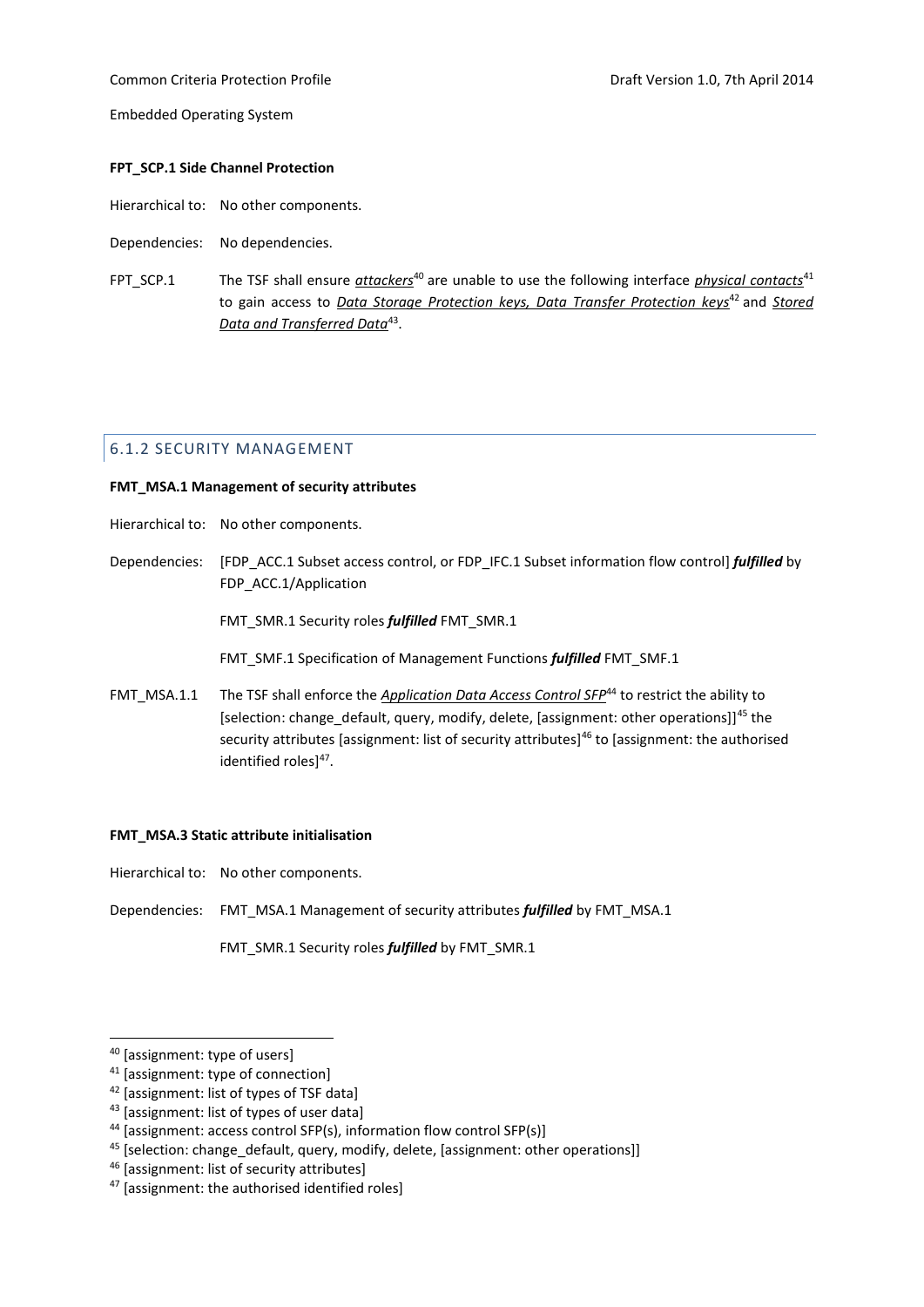**FPT_SCP.1 Side Channel Protection**

Hierarchical to: No other components.

Dependencies: No dependencies.

FPT_SCP.1 The TSF shall ensure *attackers*[40] are unable to use the following interface *physical contacts*[41] to gain access to *Data Storage Protection keys, Data Transfer Protection keys*[42] and *Stored Data and Transferred Data*[43].

## 6.1.2 SECURITY MANAGEMENT

**FMT_MSA.1 Management of security attributes**

Hierarchical to: No other components.

Dependencies: [FDP_ACC.1 Subset access control, or FDP_IFC.1 Subset information flow control] ***fulfilled*** by FDP_ACC.1/Application

FMT_SMR.1 Security roles ***fulfilled*** FMT_SMR.1

FMT_SMF.1 Specification of Management Functions ***fulfilled*** FMT_SMF.1

FMT_MSA.1.1 The TSF shall enforce the *Application Data Access Control SFP*[44] to restrict the ability to [selection: change_default, query, modify, delete, [assignment: other operations]][45] the security attributes [assignment: list of security attributes][46] to [assignment: the authorised identified roles][47].

**FMT_MSA.3 Static attribute initialisation**

Hierarchical to: No other components.

Dependencies: FMT_MSA.1 Management of security attributes ***fulfilled*** by FMT_MSA.1

FMT_SMR.1 Security roles ***fulfilled*** by FMT_SMR.1

---

[40] [assignment: type of users]

[41] [assignment: type of connection]

[42] [assignment: list of types of TSF data]

[43] [assignment: list of types of user data]

[44] [assignment: access control SFP(s), information flow control SFP(s)]

[45] [selection: change_default, query, modify, delete, [assignment: other operations]]

[46] [assignment: list of security attributes]

[47] [assignment: the authorised identified roles]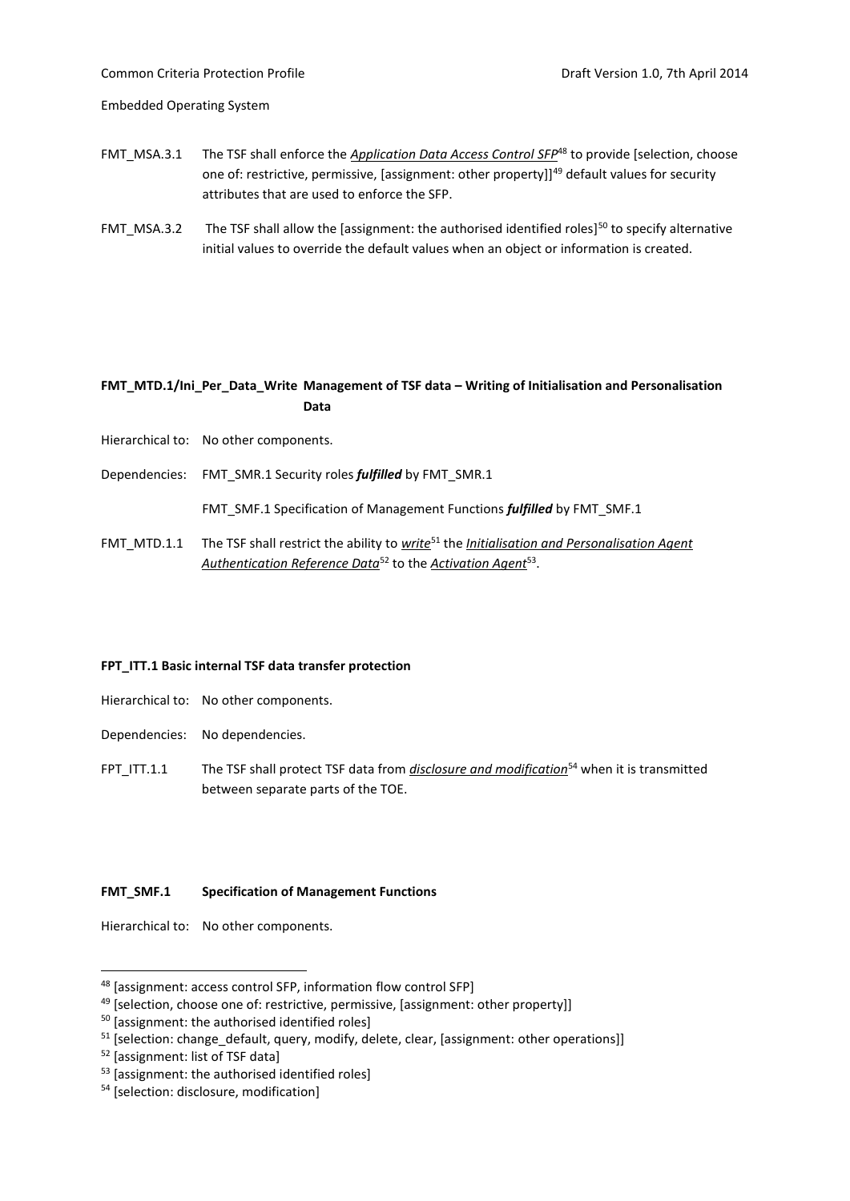FMT_MSA.3.1 The TSF shall enforce the ***Application Data Access Control SFP***[48] to provide [selection, choose one of: restrictive, permissive, [assignment: other property]][49] default values for security attributes that are used to enforce the SFP.

FMT_MSA.3.2 The TSF shall allow the [assignment: the authorised identified roles][50] to specify alternative initial values to override the default values when an object or information is created.

**FMT_MTD.1/Ini_Per_Data_Write Management of TSF data – Writing of Initialisation and Personalisation Data**

Hierarchical to: No other components.

Dependencies: FMT_SMR.1 Security roles ***fulfilled*** by FMT_SMR.1

FMT_SMF.1 Specification of Management Functions ***fulfilled*** by FMT_SMF.1

FMT_MTD.1.1 The TSF shall restrict the ability to ***write***[51] the ***Initialisation and Personalisation Agent Authentication Reference Data***[52] to the ***Activation Agent***[53].

**FPT_ITT.1 Basic internal TSF data transfer protection**

Hierarchical to: No other components.

Dependencies: No dependencies.

FPT_ITT.1.1 The TSF shall protect TSF data from ***disclosure and modification***[54] when it is transmitted between separate parts of the TOE.

**FMT_SMF.1 Specification of Management Functions**

Hierarchical to: No other components.

---

[48] [assignment: access control SFP, information flow control SFP]

[49] [selection, choose one of: restrictive, permissive, [assignment: other property]]

[50] [assignment: the authorised identified roles]

[51] [selection: change_default, query, modify, delete, clear, [assignment: other operations]]

[52] [assignment: list of TSF data]

[53] [assignment: the authorised identified roles]

[54] [selection: disclosure, modification]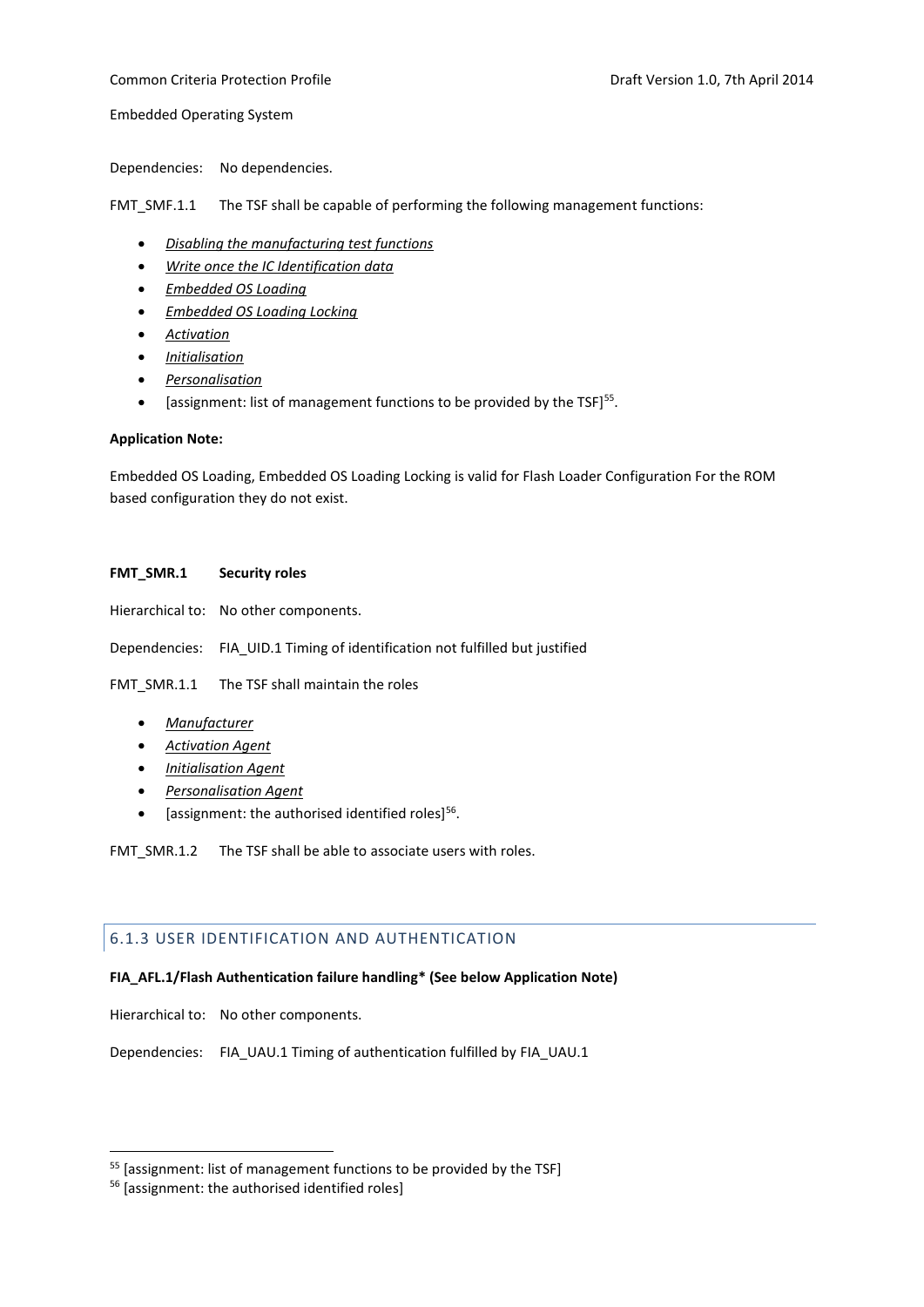Dependencies: No dependencies.

FMT_SMF.1.1 The TSF shall be capable of performing the following management functions:

- *Disabling the manufacturing test functions*
- *Write once the IC Identification data*
- *Embedded OS Loading*
- *Embedded OS Loading Locking*
- *Activation*
- *Initialisation*
- *Personalisation*
- [assignment: list of management functions to be provided by the TSF][55].

**Application Note:**

Embedded OS Loading, Embedded OS Loading Locking is valid for Flash Loader Configuration For the ROM based configuration they do not exist.

**FMT_SMR.1 Security roles**

Hierarchical to: No other components.

Dependencies: FIA_UID.1 Timing of identification not fulfilled but justified

FMT_SMR.1.1 The TSF shall maintain the roles

- *Manufacturer*
- *Activation Agent*
- *Initialisation Agent*
- *Personalisation Agent*
- [assignment: the authorised identified roles][56].

FMT_SMR.1.2 The TSF shall be able to associate users with roles.

### 6.1.3 USER IDENTIFICATION AND AUTHENTICATION

**FIA_AFL.1/Flash Authentication failure handling* (See below Application Note)**

Hierarchical to: No other components.

Dependencies: FIA_UAU.1 Timing of authentication fulfilled by FIA_UAU.1

[55] [assignment: list of management functions to be provided by the TSF]

[56] [assignment: the authorised identified roles]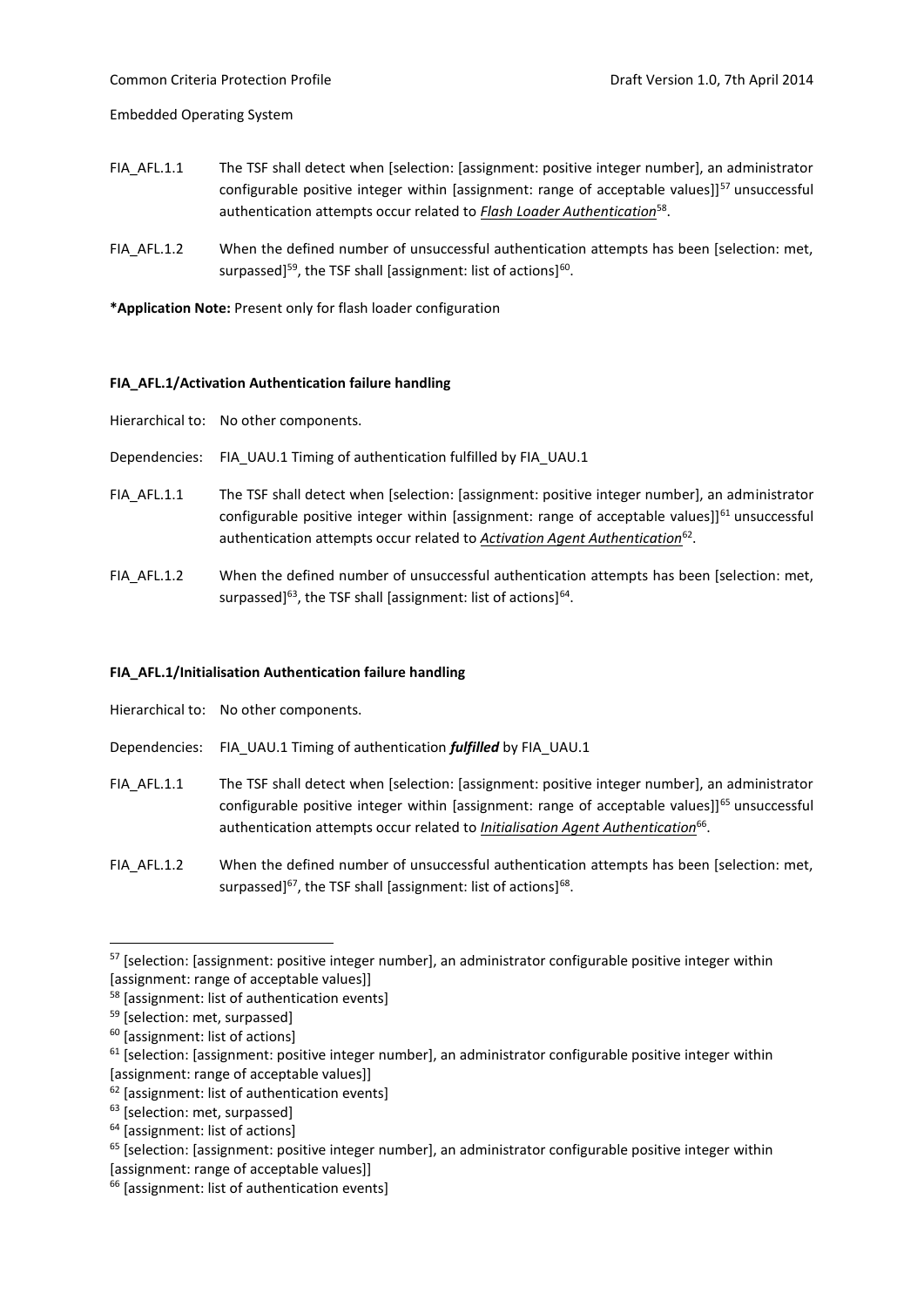FIA_AFL.1.1 The TSF shall detect when [selection: [assignment: positive integer number], an administrator configurable positive integer within [assignment: range of acceptable values]][57] unsuccessful authentication attempts occur related to ***Flash Loader Authentication***[58].

FIA_AFL.1.2 When the defined number of unsuccessful authentication attempts has been [selection: met, surpassed][59], the TSF shall [assignment: list of actions][60].

***Application Note:** Present only for flash loader configuration

**FIA_AFL.1/Activation Authentication failure handling**

Hierarchical to: No other components.

Dependencies: FIA_UAU.1 Timing of authentication fulfilled by FIA_UAU.1

FIA_AFL.1.1 The TSF shall detect when [selection: [assignment: positive integer number], an administrator configurable positive integer within [assignment: range of acceptable values]][61] unsuccessful authentication attempts occur related to ***Activation Agent Authentication***[62].

FIA_AFL.1.2 When the defined number of unsuccessful authentication attempts has been [selection: met, surpassed][63], the TSF shall [assignment: list of actions][64].

**FIA_AFL.1/Initialisation Authentication failure handling**

Hierarchical to: No other components.

Dependencies: FIA_UAU.1 Timing of authentication ***fulfilled*** by FIA_UAU.1

FIA_AFL.1.1 The TSF shall detect when [selection: [assignment: positive integer number], an administrator configurable positive integer within [assignment: range of acceptable values]][65] unsuccessful authentication attempts occur related to ***Initialisation Agent Authentication***[66].

FIA_AFL.1.2 When the defined number of unsuccessful authentication attempts has been [selection: met, surpassed][67], the TSF shall [assignment: list of actions][68].

---

[57] [selection: [assignment: positive integer number], an administrator configurable positive integer within [assignment: range of acceptable values]]

[58] [assignment: list of authentication events]

[59] [selection: met, surpassed]

[60] [assignment: list of actions]

[61] [selection: [assignment: positive integer number], an administrator configurable positive integer within [assignment: range of acceptable values]]

[62] [assignment: list of authentication events]

[63] [selection: met, surpassed]

[64] [assignment: list of actions]

[65] [selection: [assignment: positive integer number], an administrator configurable positive integer within [assignment: range of acceptable values]]

[66] [assignment: list of authentication events]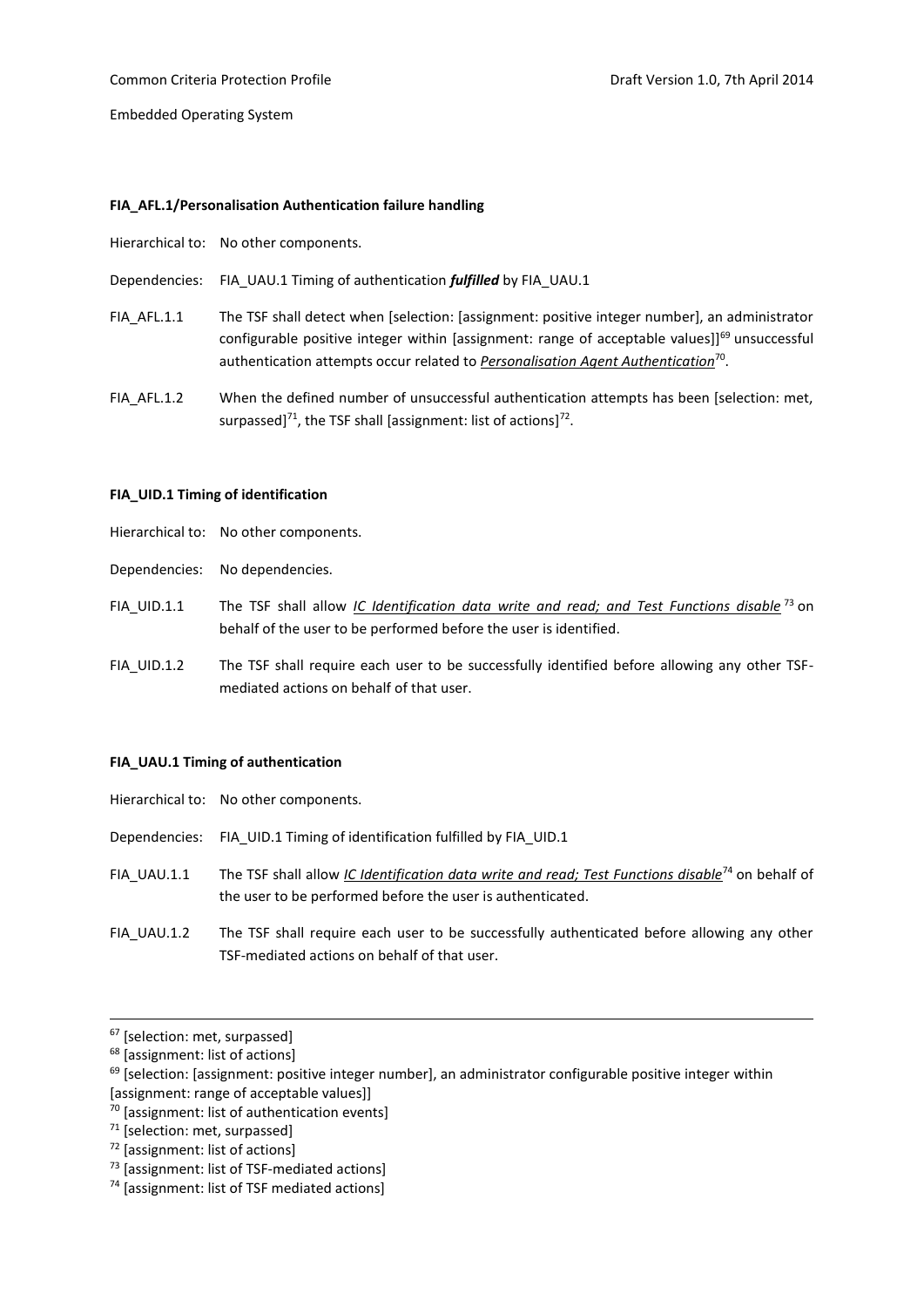**FIA_AFL.1/Personalisation Authentication failure handling**

Hierarchical to: No other components.

Dependencies: FIA_UAU.1 Timing of authentication ***fulfilled*** by FIA_UAU.1

FIA_AFL.1.1 The TSF shall detect when [selection: [assignment: positive integer number], an administrator configurable positive integer within [assignment: range of acceptable values]][69] unsuccessful authentication attempts occur related to <u>*Personalisation Agent Authentication*</u>[70].

FIA_AFL.1.2 When the defined number of unsuccessful authentication attempts has been [selection: met, surpassed][71], the TSF shall [assignment: list of actions][72].

**FIA_UID.1 Timing of identification**

Hierarchical to: No other components.

Dependencies: No dependencies.

FIA_UID.1.1 The TSF shall allow <u>*IC Identification data write and read; and Test Functions disable*</u>[73] on behalf of the user to be performed before the user is identified.

FIA_UID.1.2 The TSF shall require each user to be successfully identified before allowing any other TSF-mediated actions on behalf of that user.

**FIA_UAU.1 Timing of authentication**

Hierarchical to: No other components.

Dependencies: FIA_UID.1 Timing of identification fulfilled by FIA_UID.1

FIA_UAU.1.1 The TSF shall allow <u>*IC Identification data write and read; Test Functions disable*</u>[74] on behalf of the user to be performed before the user is authenticated.

FIA_UAU.1.2 The TSF shall require each user to be successfully authenticated before allowing any other TSF-mediated actions on behalf of that user.

---

[67] [selection: met, surpassed]

[68] [assignment: list of actions]

[69] [selection: [assignment: positive integer number], an administrator configurable positive integer within [assignment: range of acceptable values]]

[70] [assignment: list of authentication events]

[71] [selection: met, surpassed]

[72] [assignment: list of actions]

[73] [assignment: list of TSF-mediated actions]

[74] [assignment: list of TSF mediated actions]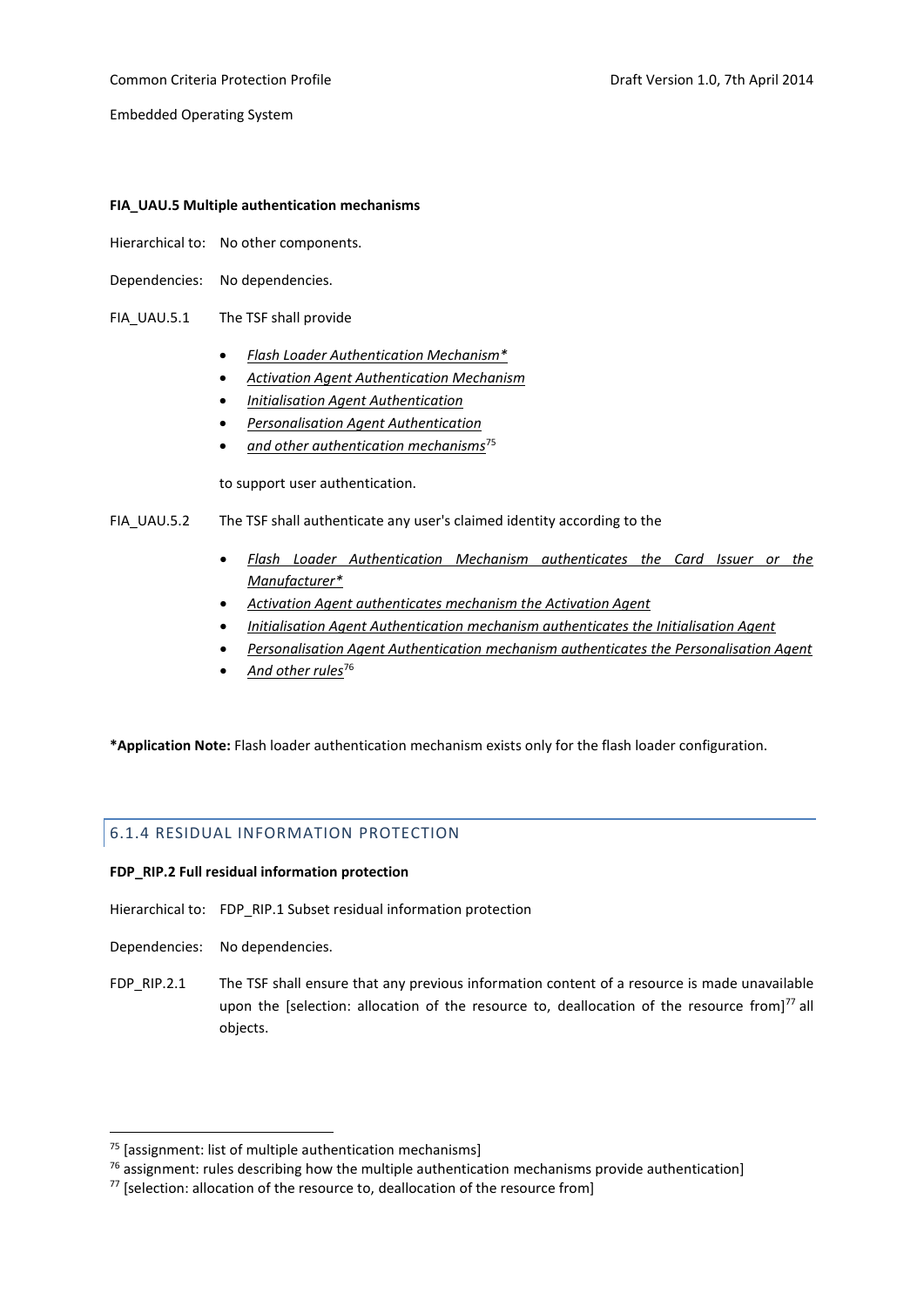**FIA_UAU.5 Multiple authentication mechanisms**

Hierarchical to: No other components.

Dependencies: No dependencies.

FIA_UAU.5.1 The TSF shall provide

- *Flash Loader Authentication Mechanism**
- *Activation Agent Authentication Mechanism*
- *Initialisation Agent Authentication*
- *Personalisation Agent Authentication*
- *and other authentication mechanisms*[75]

to support user authentication.

FIA_UAU.5.2 The TSF shall authenticate any user's claimed identity according to the

- *Flash Loader Authentication Mechanism authenticates the Card Issuer or the Manufacturer**
- *Activation Agent authenticates mechanism the Activation Agent*
- *Initialisation Agent Authentication mechanism authenticates the Initialisation Agent*
- *Personalisation Agent Authentication mechanism authenticates the Personalisation Agent*
- *And other rules*[76]

***Application Note:** Flash loader authentication mechanism exists only for the flash loader configuration.

## 6.1.4 RESIDUAL INFORMATION PROTECTION

**FDP_RIP.2 Full residual information protection**

Hierarchical to: FDP_RIP.1 Subset residual information protection

Dependencies: No dependencies.

FDP_RIP.2.1 The TSF shall ensure that any previous information content of a resource is made unavailable upon the [selection: allocation of the resource to, deallocation of the resource from][77] all objects.

---

[75] [assignment: list of multiple authentication mechanisms]

[76] assignment: rules describing how the multiple authentication mechanisms provide authentication]

[77] [selection: allocation of the resource to, deallocation of the resource from]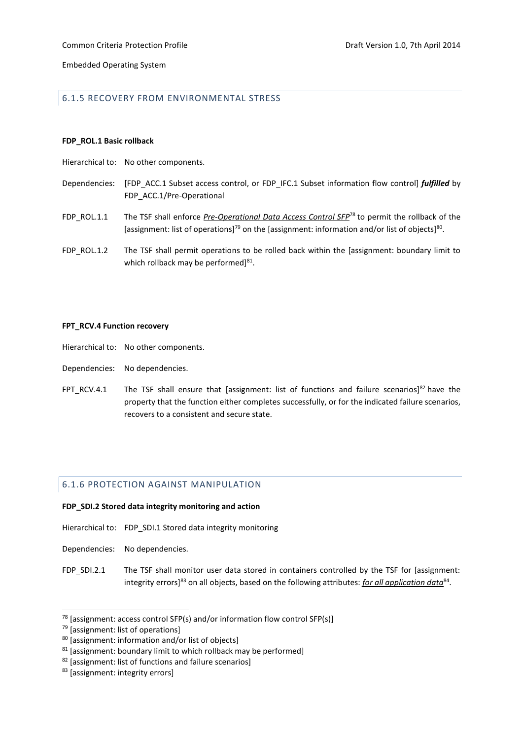### 6.1.5 RECOVERY FROM ENVIRONMENTAL STRESS

**FDP_ROL.1 Basic rollback**

Hierarchical to: No other components.

Dependencies: [FDP_ACC.1 Subset access control, or FDP_IFC.1 Subset information flow control] ***fulfilled*** by FDP_ACC.1/Pre-Operational

FDP_ROL.1.1 The TSF shall enforce ***Pre-Operational Data Access Control SFP***[78] to permit the rollback of the [assignment: list of operations][79] on the [assignment: information and/or list of objects][80].

FDP_ROL.1.2 The TSF shall permit operations to be rolled back within the [assignment: boundary limit to which rollback may be performed][81].

**FPT_RCV.4 Function recovery**

Hierarchical to: No other components.

Dependencies: No dependencies.

FPT_RCV.4.1 The TSF shall ensure that [assignment: list of functions and failure scenarios][82] have the property that the function either completes successfully, or for the indicated failure scenarios, recovers to a consistent and secure state.

### 6.1.6 PROTECTION AGAINST MANIPULATION

**FDP_SDI.2 Stored data integrity monitoring and action**

Hierarchical to: FDP_SDI.1 Stored data integrity monitoring

Dependencies: No dependencies.

FDP_SDI.2.1 The TSF shall monitor user data stored in containers controlled by the TSF for [assignment: integrity errors][83] on all objects, based on the following attributes: ***for all application data***[84].

---

[78] [assignment: access control SFP(s) and/or information flow control SFP(s)]

[79] [assignment: list of operations]

[80] [assignment: information and/or list of objects]

[81] [assignment: boundary limit to which rollback may be performed]

[82] [assignment: list of functions and failure scenarios]

[83] [assignment: integrity errors]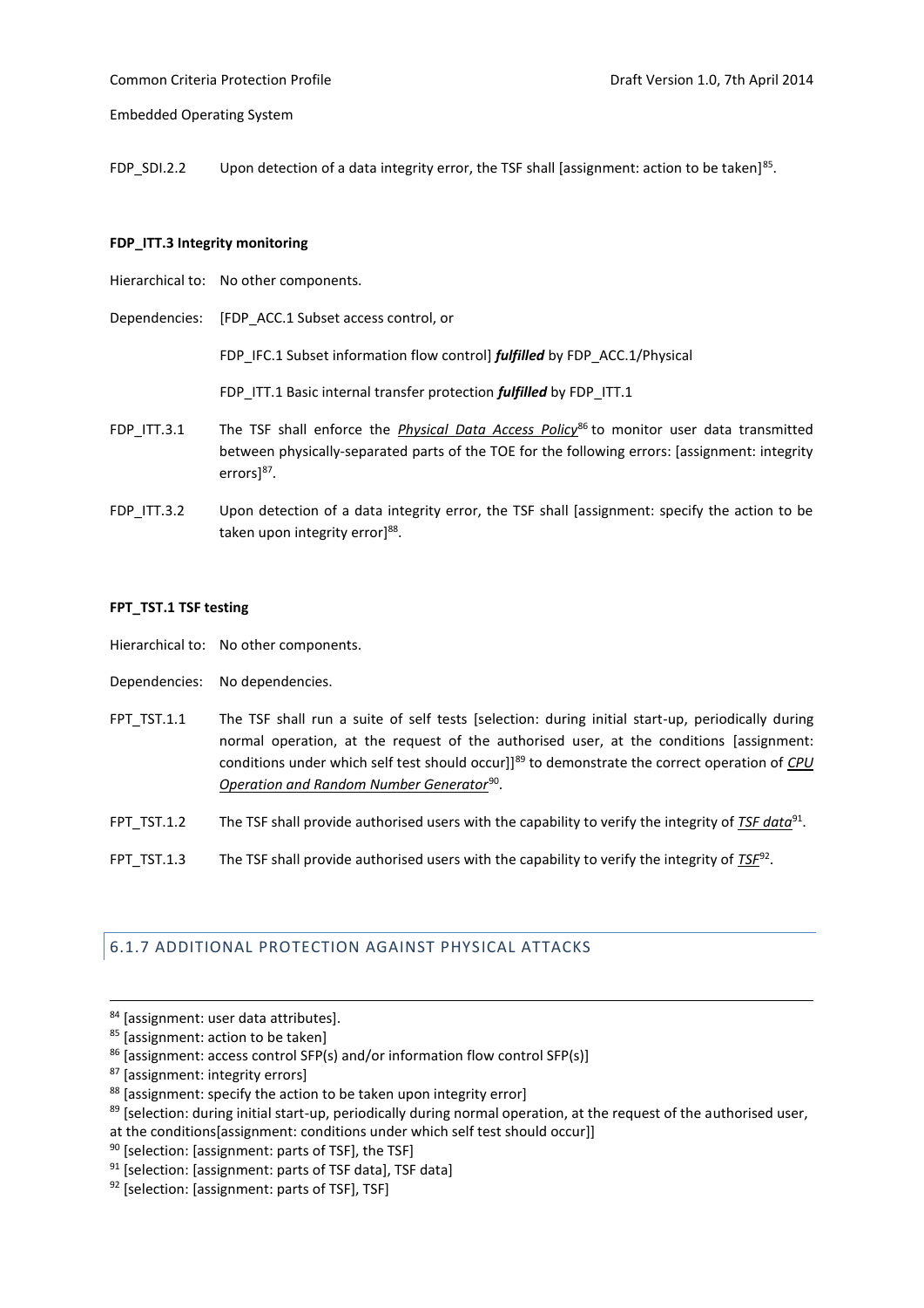FDP_SDI.2.2 Upon detection of a data integrity error, the TSF shall [assignment: action to be taken][85].

**FDP_ITT.3 Integrity monitoring**

Hierarchical to: No other components.

Dependencies: [FDP_ACC.1 Subset access control, or

FDP_IFC.1 Subset information flow control] ***fulfilled*** by FDP_ACC.1/Physical

FDP_ITT.1 Basic internal transfer protection ***fulfilled*** by FDP_ITT.1

FDP_ITT.3.1 The TSF shall enforce the ***Physical Data Access Policy***[86] to monitor user data transmitted between physically-separated parts of the TOE for the following errors: [assignment: integrity errors][87].

FDP_ITT.3.2 Upon detection of a data integrity error, the TSF shall [assignment: specify the action to be taken upon integrity error][88].

**FPT_TST.1 TSF testing**

Hierarchical to: No other components.

Dependencies: No dependencies.

FPT_TST.1.1 The TSF shall run a suite of self tests [selection: during initial start-up, periodically during normal operation, at the request of the authorised user, at the conditions [assignment: conditions under which self test should occur]][89] to demonstrate the correct operation of ***CPU Operation and Random Number Generator***[90].

FPT_TST.1.2 The TSF shall provide authorised users with the capability to verify the integrity of ***TSF data***[91].

FPT_TST.1.3 The TSF shall provide authorised users with the capability to verify the integrity of ***TSF***[92].

### 6.1.7 ADDITIONAL PROTECTION AGAINST PHYSICAL ATTACKS

---

[84] [assignment: user data attributes].

[85] [assignment: action to be taken]

[86] [assignment: access control SFP(s) and/or information flow control SFP(s)]

[87] [assignment: integrity errors]

[88] [assignment: specify the action to be taken upon integrity error]

[89] [selection: during initial start-up, periodically during normal operation, at the request of the authorised user, at the conditions[assignment: conditions under which self test should occur]]

[90] [selection: [assignment: parts of TSF], the TSF]

[91] [selection: [assignment: parts of TSF data], TSF data]

[92] [selection: [assignment: parts of TSF], TSF]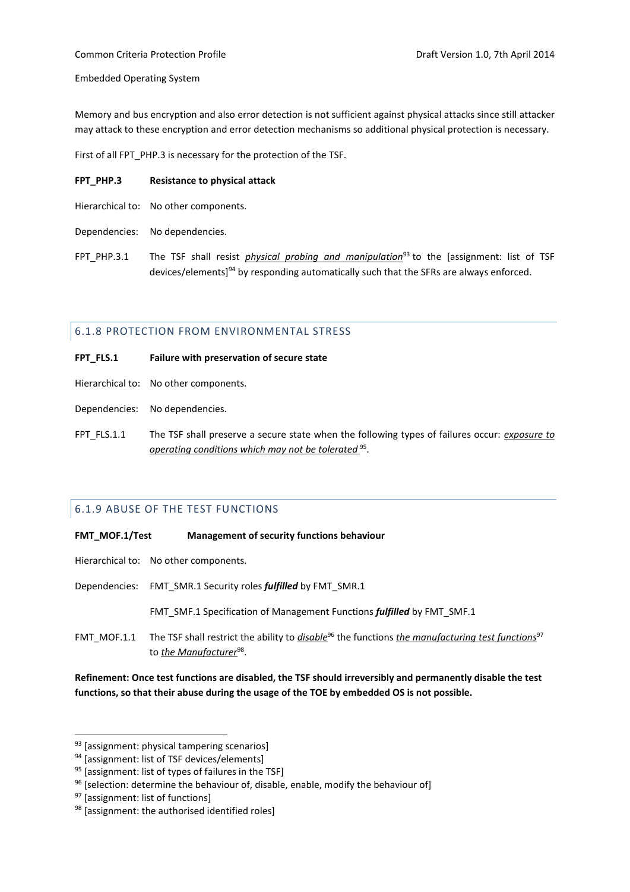Memory and bus encryption and also error detection is not sufficient against physical attacks since still attacker may attack to these encryption and error detection mechanisms so additional physical protection is necessary.

First of all FPT_PHP.3 is necessary for the protection of the TSF.

**FPT_PHP.3 Resistance to physical attack**

Hierarchical to: No other components.

Dependencies: No dependencies.

FPT_PHP.3.1 The TSF shall resist *physical probing and manipulation*[93] to the [assignment: list of TSF devices/elements][94] by responding automatically such that the SFRs are always enforced.

### 6.1.8 PROTECTION FROM ENVIRONMENTAL STRESS

**FPT_FLS.1 Failure with preservation of secure state**

Hierarchical to: No other components.

Dependencies: No dependencies.

FPT_FLS.1.1 The TSF shall preserve a secure state when the following types of failures occur: *exposure to operating conditions which may not be tolerated*[95].

### 6.1.9 ABUSE OF THE TEST FUNCTIONS

**FMT_MOF.1/Test Management of security functions behaviour**

Hierarchical to: No other components.

Dependencies: FMT_SMR.1 Security roles ***fulfilled*** by FMT_SMR.1

FMT_SMF.1 Specification of Management Functions ***fulfilled*** by FMT_SMF.1

FMT_MOF.1.1 The TSF shall restrict the ability to *disable*[96] the functions *the manufacturing test functions*[97] to *the Manufacturer*[98].

**Refinement: Once test functions are disabled, the TSF should irreversibly and permanently disable the test functions, so that their abuse during the usage of the TOE by embedded OS is not possible.**

---

[93] [assignment: physical tampering scenarios]

[94] [assignment: list of TSF devices/elements]

[95] [assignment: list of types of failures in the TSF]

[96] [selection: determine the behaviour of, disable, enable, modify the behaviour of]

[97] [assignment: list of functions]

[98] [assignment: the authorised identified roles]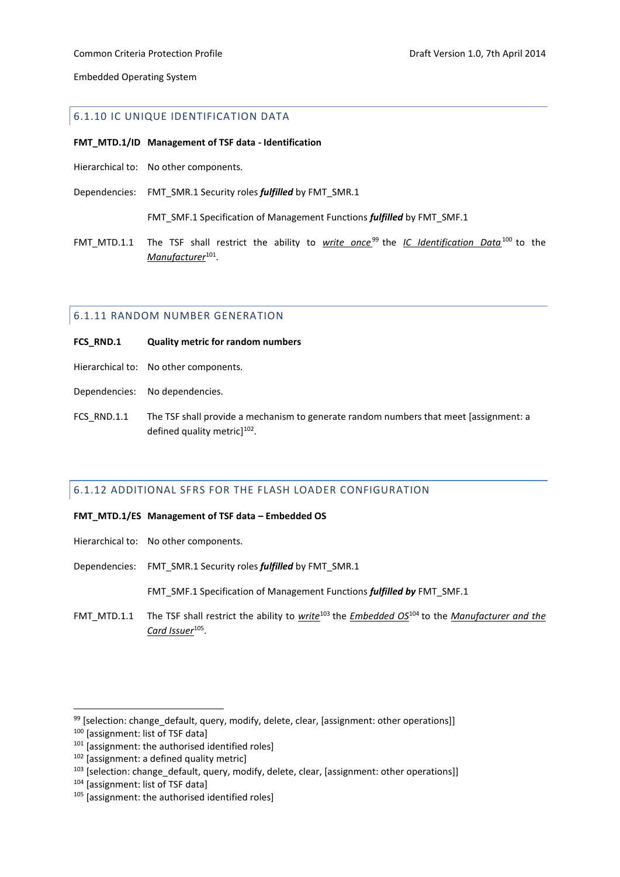### 6.1.10 IC UNIQUE IDENTIFICATION DATA

**FMT_MTD.1/ID Management of TSF data - Identification**

Hierarchical to: No other components.

Dependencies: FMT_SMR.1 Security roles ***fulfilled*** by FMT_SMR.1

FMT_SMF.1 Specification of Management Functions ***fulfilled*** by FMT_SMF.1

FMT_MTD.1.1 The TSF shall restrict the ability to ***write once***[99] the ***IC Identification Data***[100] to the ***Manufacturer***[101].

### 6.1.11 RANDOM NUMBER GENERATION

**FCS_RND.1 Quality metric for random numbers**

Hierarchical to: No other components.

Dependencies: No dependencies.

FCS_RND.1.1 The TSF shall provide a mechanism to generate random numbers that meet [assignment: a defined quality metric][102].

### 6.1.12 ADDITIONAL SFRS FOR THE FLASH LOADER CONFIGURATION

**FMT_MTD.1/ES Management of TSF data – Embedded OS**

Hierarchical to: No other components.

Dependencies: FMT_SMR.1 Security roles ***fulfilled*** by FMT_SMR.1

FMT_SMF.1 Specification of Management Functions ***fulfilled by*** FMT_SMF.1

FMT_MTD.1.1 The TSF shall restrict the ability to ***write***[103] the ***Embedded OS***[104] to the ***Manufacturer and the Card Issuer***[105].

---

[99] [selection: change_default, query, modify, delete, clear, [assignment: other operations]]
[100] [assignment: list of TSF data]
[101] [assignment: the authorised identified roles]
[102] [assignment: a defined quality metric]
[103] [selection: change_default, query, modify, delete, clear, [assignment: other operations]]
[104] [assignment: list of TSF data]
[105] [assignment: the authorised identified roles]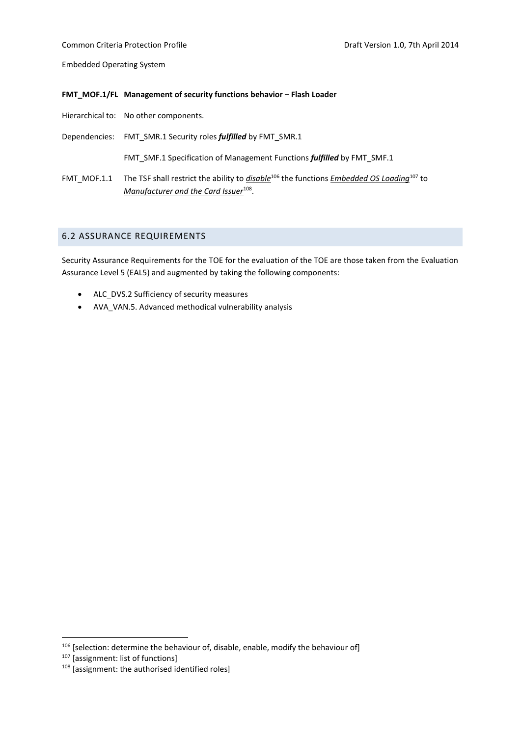**FMT_MOF.1/FL Management of security functions behavior – Flash Loader**

Hierarchical to: No other components.

Dependencies: FMT_SMR.1 Security roles ***fulfilled*** by FMT_SMR.1

FMT_SMF.1 Specification of Management Functions ***fulfilled*** by FMT_SMF.1

FMT_MOF.1.1 The TSF shall restrict the ability to <u>*disable*</u>[106] the functions <u>*Embedded OS Loading*</u>[107] to <u>*Manufacturer and the Card Issuer*</u>[108].

## 6.2 ASSURANCE REQUIREMENTS

Security Assurance Requirements for the TOE for the evaluation of the TOE are those taken from the Evaluation Assurance Level 5 (EAL5) and augmented by taking the following components:

- ALC_DVS.2 Sufficiency of security measures
- AVA_VAN.5. Advanced methodical vulnerability analysis

---

[106] [selection: determine the behaviour of, disable, enable, modify the behaviour of]

[107] [assignment: list of functions]

[108] [assignment: the authorised identified roles]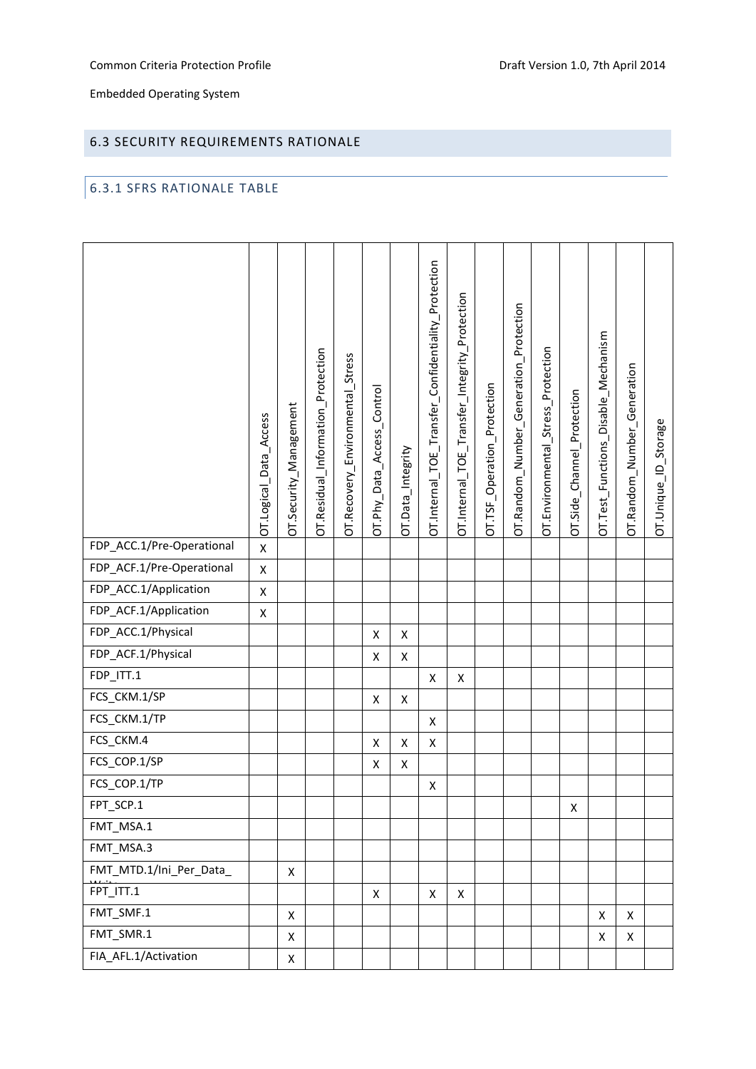## 6.3 SECURITY REQUIREMENTS RATIONALE

### 6.3.1 SFRS RATIONALE TABLE

| | OT.Logical_Data_Access | OT.Security_Management | OT.Residual_Information_Protection | OT.Recovery_Environmental_Stress | OT.Phy_Data_Access_Control | OT.Data_Integrity | OT.Internal_TOE_Transfer_Confidentiality_Protection | OT.Internal_TOE_Transfer_Integrity_Protection | OT.TSF_Operation_Protection | OT.Random_Number_Generation_Protection | OT.Environmental_Stress_Protection | OT.Side_Channel_Protection | OT.Test_Functions_Disable_Mechanism | OT.Random_Number_Generation | OT.Unique_ID_Storage |
|---|---|---|---|---|---|---|---|---|---|---|---|---|---|---|---|
| FDP_ACC.1/Pre-Operational | X | | | | | | | | | | | | | | |
| FDP_ACF.1/Pre-Operational | X | | | | | | | | | | | | | | |
| FDP_ACC.1/Application | X | | | | | | | | | | | | | | |
| FDP_ACF.1/Application | X | | | | | | | | | | | | | | |
| FDP_ACC.1/Physical | | | | | X | X | | | | | | | | | |
| FDP_ACF.1/Physical | | | | | X | X | | | | | | | | | |
| FDP_ITT.1 | | | | | | | X | X | | | | | | | |
| FCS_CKM.1/SP | | | | | X | X | | | | | | | | | |
| FCS_CKM.1/TP | | | | | | | X | | | | | | | | |
| FCS_CKM.4 | | | | | X | X | X | | | | | | | | |
| FCS_COP.1/SP | | | | | X | X | | | | | | | | | |
| FCS_COP.1/TP | | | | | | | X | | | | | | | | |
| FPT_SCP.1 | | | | | | | | | | | | X | | | |
| FMT_MSA.1 | | | | | | | | | | | | | | | |
| FMT_MSA.3 | | | | | | | | | | | | | | | |
| FMT_MTD.1/Ini_Per_Data_Write | | X | | | | | | | | | | | | | |
| FPT_ITT.1 | | | | | X | | X | X | | | | | | | |
| FMT_SMF.1 | | X | | | | | | | | | | | X | X | |
| FMT_SMR.1 | | X | | | | | | | | | | | X | X | |
| FIA_AFL.1/Activation | | X | | | | | | | | | | | | | |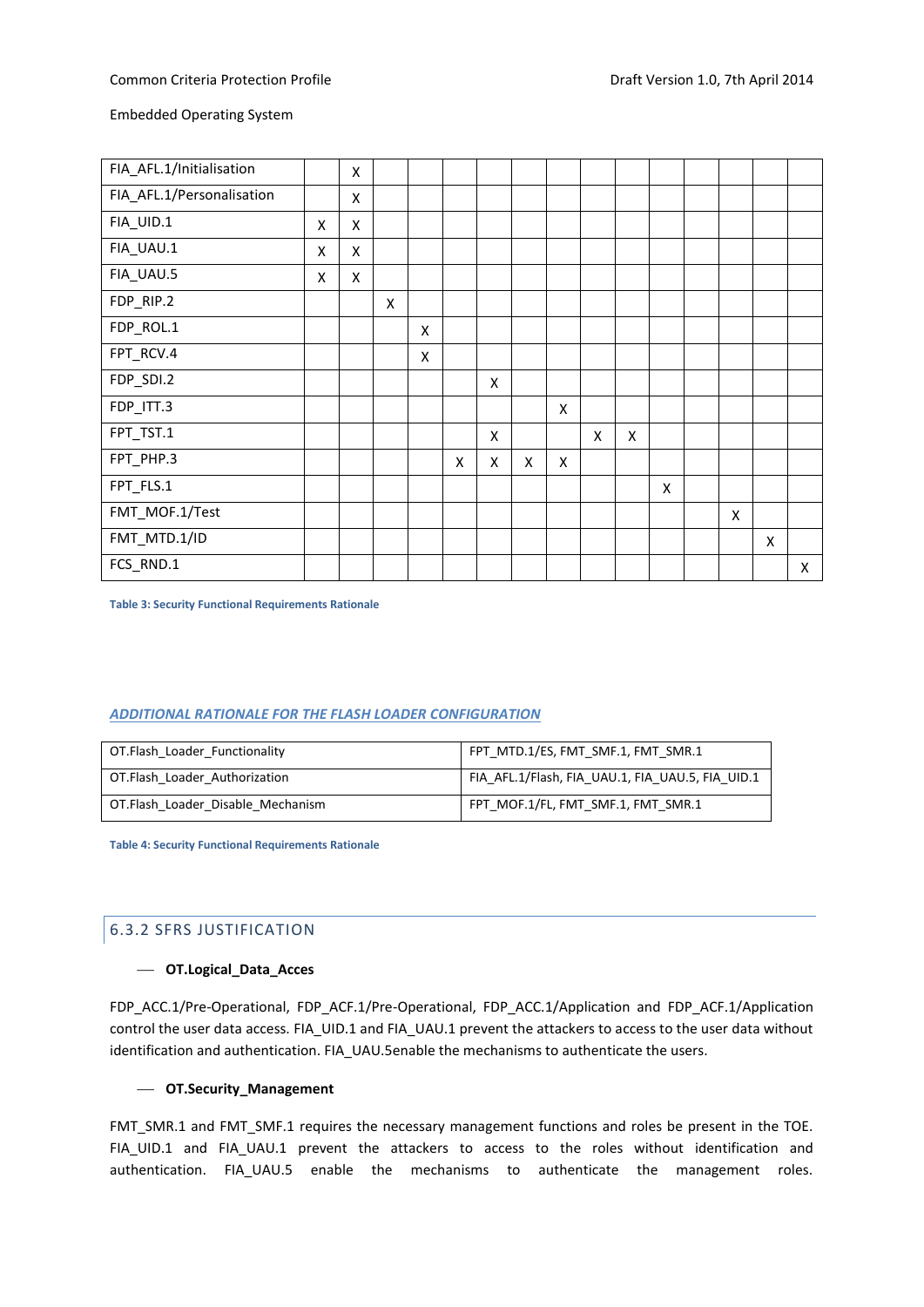| | | | | | | | | | | | | | | | |
|---|---|---|---|---|---|---|---|---|---|---|---|---|---|---|---|
| FIA_AFL.1/Initialisation | | X | | | | | | | | | | | | | |
| FIA_AFL.1/Personalisation | | X | | | | | | | | | | | | | |
| FIA_UID.1 | X | X | | | | | | | | | | | | | |
| FIA_UAU.1 | X | X | | | | | | | | | | | | | |
| FIA_UAU.5 | X | X | | | | | | | | | | | | | |
| FDP_RIP.2 | | | X | | | | | | | | | | | | |
| FDP_ROL.1 | | | | X | | | | | | | | | | | |
| FPT_RCV.4 | | | | X | | | | | | | | | | | |
| FDP_SDI.2 | | | | | | X | | | | | | | | | |
| FDP_ITT.3 | | | | | | | | X | | | | | | | |
| FPT_TST.1 | | | | | | X | | | X | X | | | | | |
| FPT_PHP.3 | | | | | X | X | X | X | | | | | | | |
| FPT_FLS.1 | | | | | | | | | | | X | | | | |
| FMT_MOF.1/Test | | | | | | | | | | | | | X | | |
| FMT_MTD.1/ID | | | | | | | | | | | | | | X | |
| FCS_RND.1 | | | | | | | | | | | | | | | X |

Table 3: Security Functional Requirements Rationale

***ADDITIONAL RATIONALE FOR THE FLASH LOADER CONFIGURATION***

| | |
|---|---|
| OT.Flash_Loader_Functionality | FPT_MTD.1/ES, FMT_SMF.1, FMT_SMR.1 |
| OT.Flash_Loader_Authorization | FIA_AFL.1/Flash, FIA_UAU.1, FIA_UAU.5, FIA_UID.1 |
| OT.Flash_Loader_Disable_Mechanism | FPT_MOF.1/FL, FMT_SMF.1, FMT_SMR.1 |

Table 4: Security Functional Requirements Rationale

### 6.3.2 SFRS JUSTIFICATION

- **OT.Logical_Data_Acces**

FDP_ACC.1/Pre-Operational, FDP_ACF.1/Pre-Operational, FDP_ACC.1/Application and FDP_ACF.1/Application control the user data access. FIA_UID.1 and FIA_UAU.1 prevent the attackers to access to the user data without identification and authentication. FIA_UAU.5enable the mechanisms to authenticate the users.

- **OT.Security_Management**

FMT_SMR.1 and FMT_SMF.1 requires the necessary management functions and roles be present in the TOE. FIA_UID.1 and FIA_UAU.1 prevent the attackers to access to the roles without identification and authentication. FIA_UAU.5 enable the mechanisms to authenticate the management roles.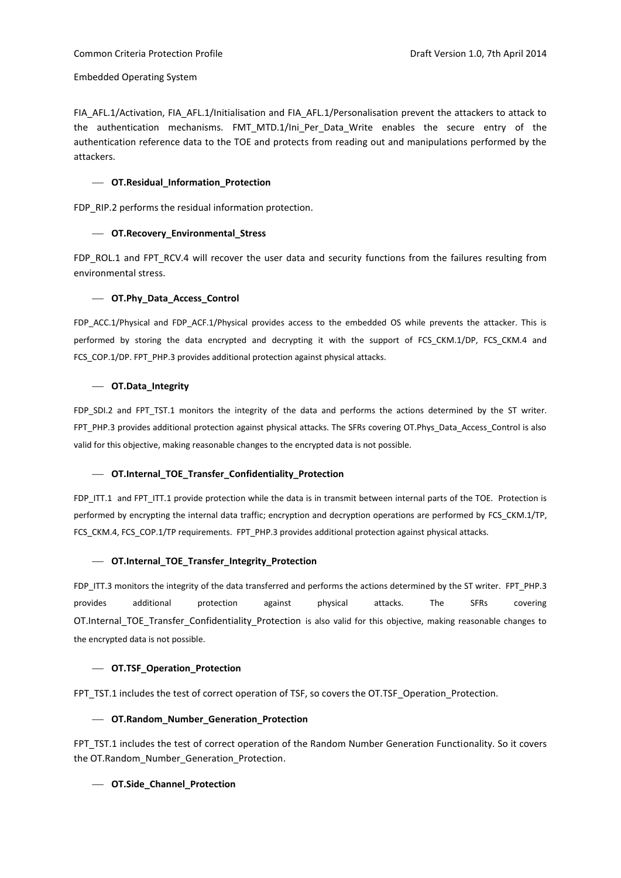FIA_AFL.1/Activation, FIA_AFL.1/Initialisation and FIA_AFL.1/Personalisation prevent the attackers to attack to the authentication mechanisms. FMT_MTD.1/Ini_Per_Data_Write enables the secure entry of the authentication reference data to the TOE and protects from reading out and manipulations performed by the attackers.

— **OT.Residual_Information_Protection**

FDP_RIP.2 performs the residual information protection.

— **OT.Recovery_Environmental_Stress**

FDP_ROL.1 and FPT_RCV.4 will recover the user data and security functions from the failures resulting from environmental stress.

— **OT.Phy_Data_Access_Control**

FDP_ACC.1/Physical and FDP_ACF.1/Physical provides access to the embedded OS while prevents the attacker. This is performed by storing the data encrypted and decrypting it with the support of FCS_CKM.1/DP, FCS_CKM.4 and FCS_COP.1/DP. FPT_PHP.3 provides additional protection against physical attacks.

— **OT.Data_Integrity**

FDP_SDI.2 and FPT_TST.1 monitors the integrity of the data and performs the actions determined by the ST writer. FPT_PHP.3 provides additional protection against physical attacks. The SFRs covering OT.Phys_Data_Access_Control is also valid for this objective, making reasonable changes to the encrypted data is not possible.

— **OT.Internal_TOE_Transfer_Confidentiality_Protection**

FDP_ITT.1 and FPT_ITT.1 provide protection while the data is in transmit between internal parts of the TOE. Protection is performed by encrypting the internal data traffic; encryption and decryption operations are performed by FCS_CKM.1/TP, FCS_CKM.4, FCS_COP.1/TP requirements. FPT_PHP.3 provides additional protection against physical attacks.

— **OT.Internal_TOE_Transfer_Integrity_Protection**

FDP_ITT.3 monitors the integrity of the data transferred and performs the actions determined by the ST writer. FPT_PHP.3 provides additional protection against physical attacks. The SFRs covering OT.Internal_TOE_Transfer_Confidentiality_Protection is also valid for this objective, making reasonable changes to the encrypted data is not possible.

— **OT.TSF_Operation_Protection**

FPT_TST.1 includes the test of correct operation of TSF, so covers the OT.TSF_Operation_Protection.

— **OT.Random_Number_Generation_Protection**

FPT_TST.1 includes the test of correct operation of the Random Number Generation Functionality. So it covers the OT.Random_Number_Generation_Protection.

— **OT.Side_Channel_Protection**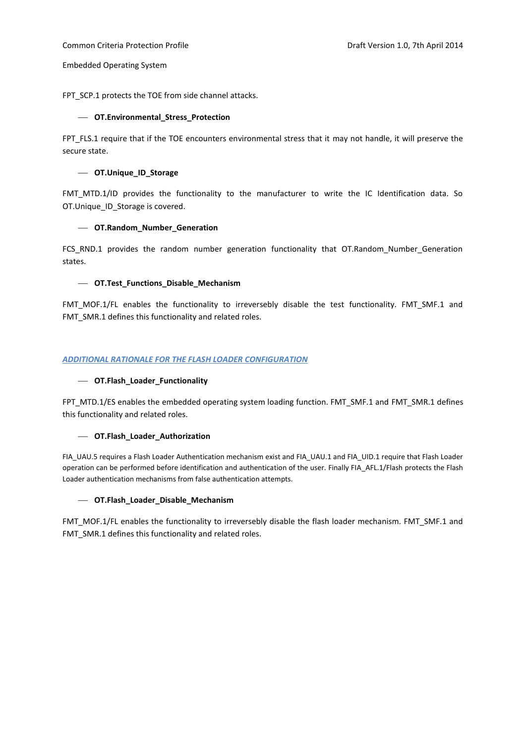FPT_SCP.1 protects the TOE from side channel attacks.

- **OT.Environmental_Stress_Protection**

FPT_FLS.1 require that if the TOE encounters environmental stress that it may not handle, it will preserve the secure state.

- **OT.Unique_ID_Storage**

FMT_MTD.1/ID provides the functionality to the manufacturer to write the IC Identification data. So OT.Unique_ID_Storage is covered.

- **OT.Random_Number_Generation**

FCS_RND.1 provides the random number generation functionality that OT.Random_Number_Generation states.

- **OT.Test_Functions_Disable_Mechanism**

FMT_MOF.1/FL enables the functionality to irreversebly disable the test functionality. FMT_SMF.1 and FMT_SMR.1 defines this functionality and related roles.

### *ADDITIONAL RATIONALE FOR THE FLASH LOADER CONFIGURATION*

- **OT.Flash_Loader_Functionality**

FPT_MTD.1/ES enables the embedded operating system loading function. FMT_SMF.1 and FMT_SMR.1 defines this functionality and related roles.

- **OT.Flash_Loader_Authorization**

FIA_UAU.5 requires a Flash Loader Authentication mechanism exist and FIA_UAU.1 and FIA_UID.1 require that Flash Loader operation can be performed before identification and authentication of the user. Finally FIA_AFL.1/Flash protects the Flash Loader authentication mechanisms from false authentication attempts.

- **OT.Flash_Loader_Disable_Mechanism**

FMT_MOF.1/FL enables the functionality to irreversebly disable the flash loader mechanism. FMT_SMF.1 and FMT_SMR.1 defines this functionality and related roles.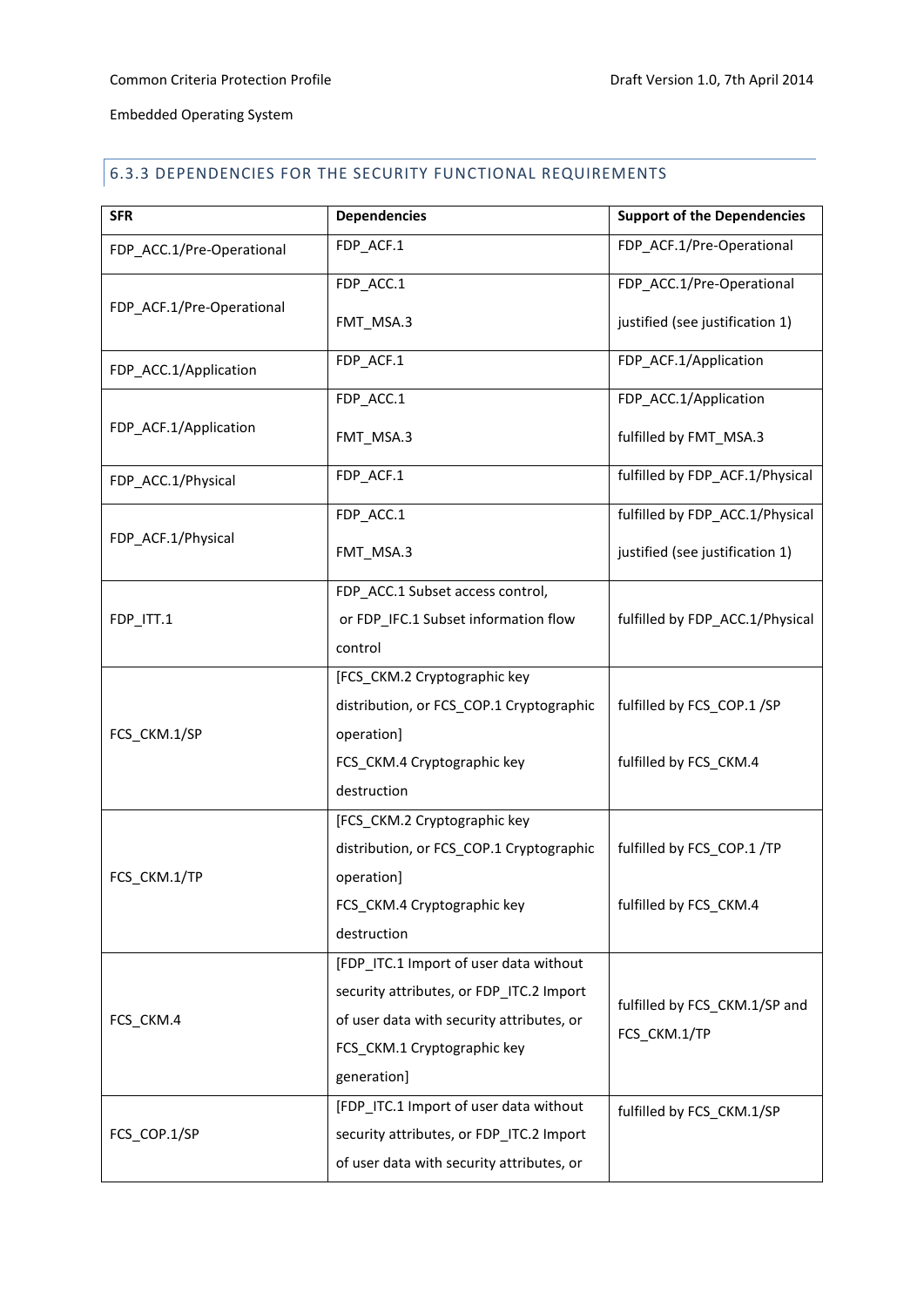### 6.3.3 DEPENDENCIES FOR THE SECURITY FUNCTIONAL REQUIREMENTS

| SFR | Dependencies | Support of the Dependencies |
|---|---|---|
| FDP_ACC.1/Pre-Operational | FDP_ACF.1 | FDP_ACF.1/Pre-Operational |
| FDP_ACF.1/Pre-Operational | FDP_ACC.1<br><br>FMT_MSA.3 | FDP_ACC.1/Pre-Operational<br><br>justified (see justification 1) |
| FDP_ACC.1/Application | FDP_ACF.1 | FDP_ACF.1/Application |
| FDP_ACF.1/Application | FDP_ACC.1<br><br>FMT_MSA.3 | FDP_ACC.1/Application<br><br>fulfilled by FMT_MSA.3 |
| FDP_ACC.1/Physical | FDP_ACF.1 | fulfilled by FDP_ACF.1/Physical |
| FDP_ACF.1/Physical | FDP_ACC.1<br><br>FMT_MSA.3 | fulfilled by FDP_ACC.1/Physical<br><br>justified (see justification 1) |
| FDP_ITT.1 | FDP_ACC.1 Subset access control, or FDP_IFC.1 Subset information flow control | fulfilled by FDP_ACC.1/Physical |
| FCS_CKM.1/SP | [FCS_CKM.2 Cryptographic key distribution, or FCS_COP.1 Cryptographic operation]<br>FCS_CKM.4 Cryptographic key destruction | fulfilled by FCS_COP.1 /SP<br><br>fulfilled by FCS_CKM.4 |
| FCS_CKM.1/TP | [FCS_CKM.2 Cryptographic key distribution, or FCS_COP.1 Cryptographic operation]<br>FCS_CKM.4 Cryptographic key destruction | fulfilled by FCS_COP.1 /TP<br><br>fulfilled by FCS_CKM.4 |
| FCS_CKM.4 | [FDP_ITC.1 Import of user data without security attributes, or FDP_ITC.2 Import of user data with security attributes, or FCS_CKM.1 Cryptographic key generation] | fulfilled by FCS_CKM.1/SP and FCS_CKM.1/TP |
| FCS_COP.1/SP | [FDP_ITC.1 Import of user data without security attributes, or FDP_ITC.2 Import of user data with security attributes, or | fulfilled by FCS_CKM.1/SP |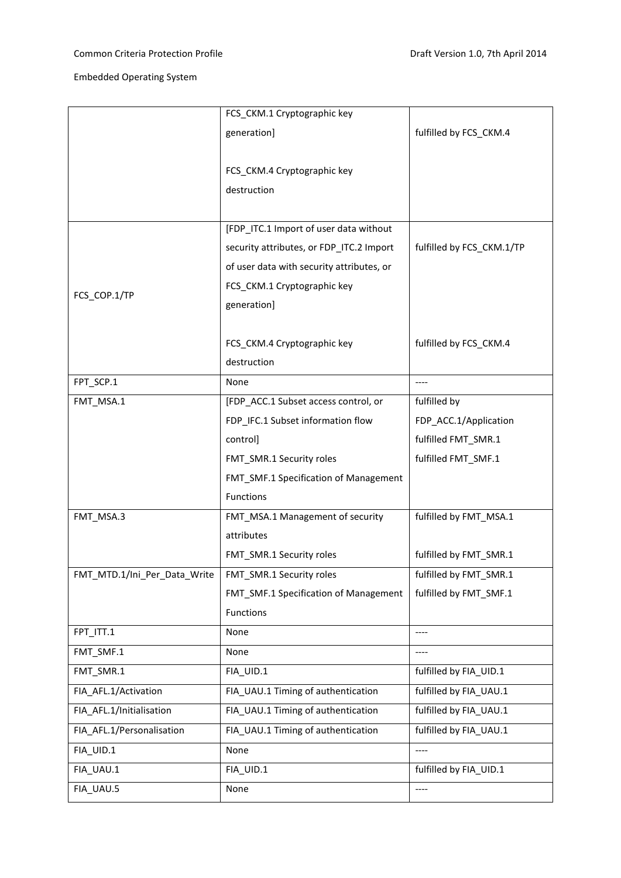| | | |
|---|---|---|
| | FCS_CKM.1 Cryptographic key generation]<br><br>FCS_CKM.4 Cryptographic key destruction | fulfilled by FCS_CKM.4 |
| FCS_COP.1/TP | [FDP_ITC.1 Import of user data without security attributes, or FDP_ITC.2 Import of user data with security attributes, or FCS_CKM.1 Cryptographic key generation]<br><br>FCS_CKM.4 Cryptographic key destruction | fulfilled by FCS_CKM.1/TP<br><br>fulfilled by FCS_CKM.4 |
| FPT_SCP.1 | None | ---- |
| FMT_MSA.1 | [FDP_ACC.1 Subset access control, or FDP_IFC.1 Subset information flow control]<br>FMT_SMR.1 Security roles<br>FMT_SMF.1 Specification of Management Functions | fulfilled by FDP_ACC.1/Application<br>fulfilled FMT_SMR.1<br>fulfilled FMT_SMF.1 |
| FMT_MSA.3 | FMT_MSA.1 Management of security attributes<br>FMT_SMR.1 Security roles | fulfilled by FMT_MSA.1<br><br>fulfilled by FMT_SMR.1 |
| FMT_MTD.1/Ini_Per_Data_Write | FMT_SMR.1 Security roles<br>FMT_SMF.1 Specification of Management Functions | fulfilled by FMT_SMR.1<br>fulfilled by FMT_SMF.1 |
| FPT_ITT.1 | None | ---- |
| FMT_SMF.1 | None | ---- |
| FMT_SMR.1 | FIA_UID.1 | fulfilled by FIA_UID.1 |
| FIA_AFL.1/Activation | FIA_UAU.1 Timing of authentication | fulfilled by FIA_UAU.1 |
| FIA_AFL.1/Initialisation | FIA_UAU.1 Timing of authentication | fulfilled by FIA_UAU.1 |
| FIA_AFL.1/Personalisation | FIA_UAU.1 Timing of authentication | fulfilled by FIA_UAU.1 |
| FIA_UID.1 | None | ---- |
| FIA_UAU.1 | FIA_UID.1 | fulfilled by FIA_UID.1 |
| FIA_UAU.5 | None | ---- |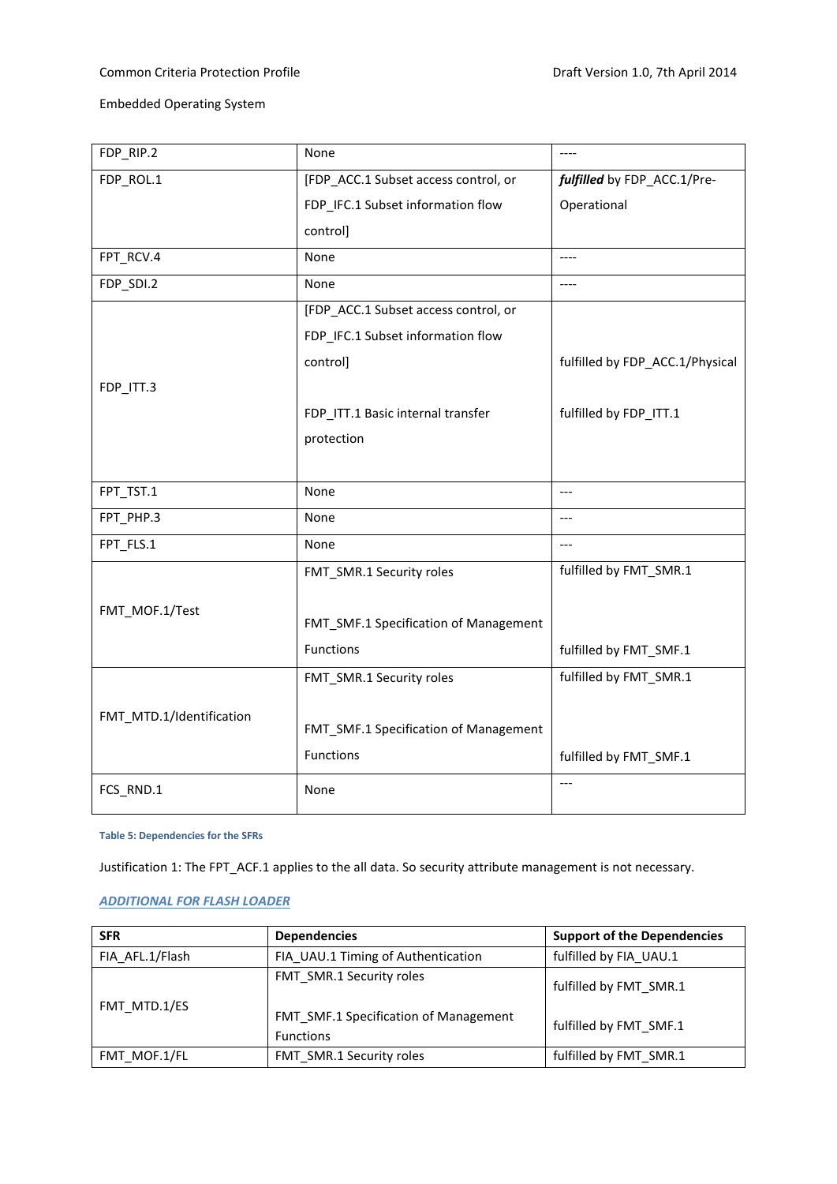| | | |
|---|---|---|
| FDP_RIP.2 | None | ---- |
| FDP_ROL.1 | [FDP_ACC.1 Subset access control, or FDP_IFC.1 Subset information flow control] | ***fulfilled*** by FDP_ACC.1/Pre-Operational |
| FPT_RCV.4 | None | ---- |
| FDP_SDI.2 | None | ---- |
| FDP_ITT.3 | [FDP_ACC.1 Subset access control, or FDP_IFC.1 Subset information flow control]<br><br>FDP_ITT.1 Basic internal transfer protection | fulfilled by FDP_ACC.1/Physical<br><br>fulfilled by FDP_ITT.1 |
| FPT_TST.1 | None | --- |
| FPT_PHP.3 | None | --- |
| FPT_FLS.1 | None | --- |
| FMT_MOF.1/Test | FMT_SMR.1 Security roles<br><br>FMT_SMF.1 Specification of Management Functions | fulfilled by FMT_SMR.1<br><br>fulfilled by FMT_SMF.1 |
| FMT_MTD.1/Identification | FMT_SMR.1 Security roles<br><br>FMT_SMF.1 Specification of Management Functions | fulfilled by FMT_SMR.1<br><br>fulfilled by FMT_SMF.1 |
| FCS_RND.1 | None | --- |

Table 5: Dependencies for the SFRs

Justification 1: The FPT_ACF.1 applies to the all data. So security attribute management is not necessary.

***ADDITIONAL FOR FLASH LOADER***

| SFR | Dependencies | Support of the Dependencies |
|---|---|---|
| FIA_AFL.1/Flash | FIA_UAU.1 Timing of Authentication | fulfilled by FIA_UAU.1 |
| FMT_MTD.1/ES | FMT_SMR.1 Security roles<br><br>FMT_SMF.1 Specification of Management Functions | fulfilled by FMT_SMR.1<br><br>fulfilled by FMT_SMF.1 |
| FMT_MOF.1/FL | FMT_SMR.1 Security roles | fulfilled by FMT_SMR.1 |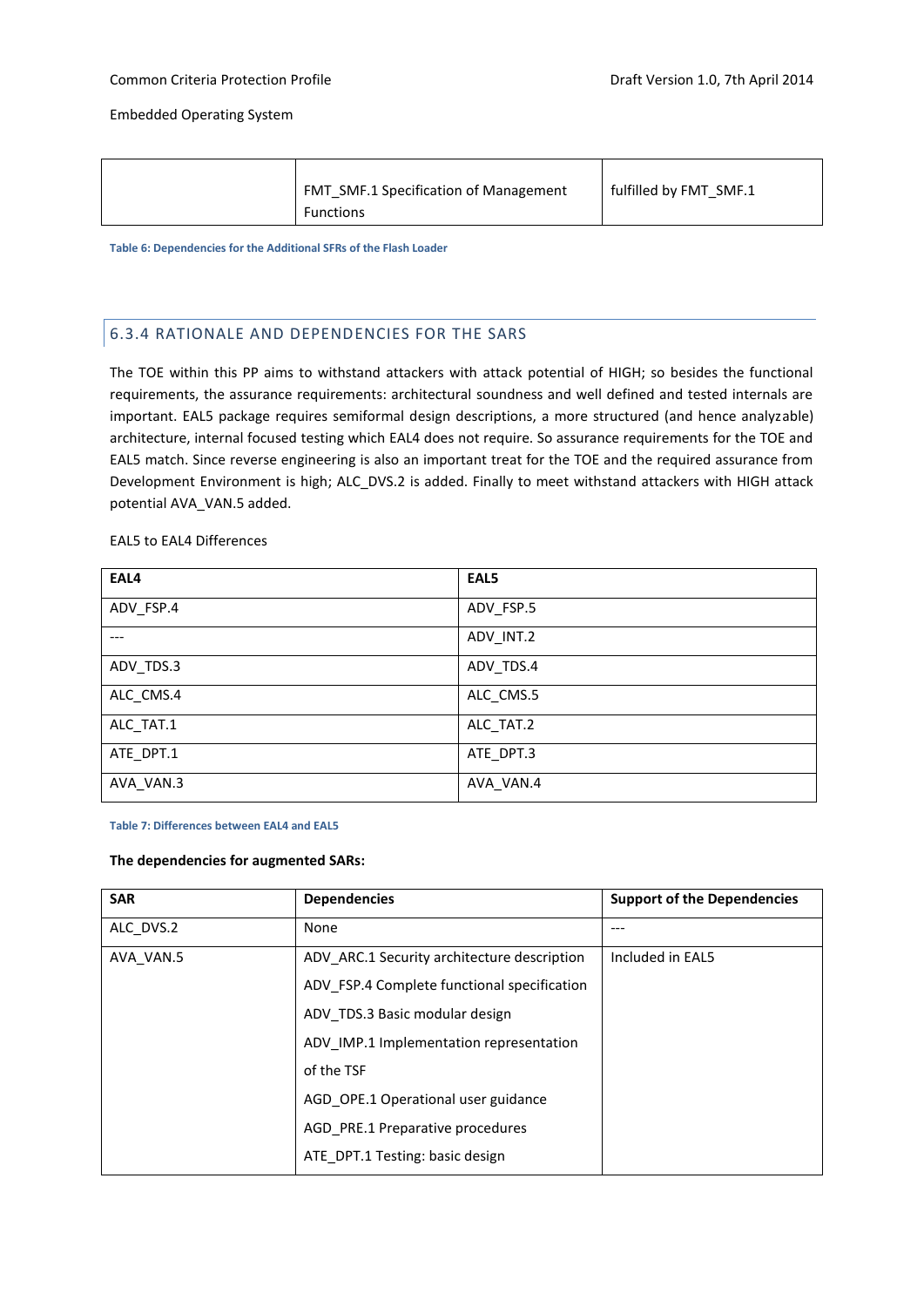| | FMT_SMF.1 Specification of Management Functions | fulfilled by FMT_SMF.1 |
|---|---|---|

Table 6: Dependencies for the Additional SFRs of the Flash Loader

### 6.3.4 RATIONALE AND DEPENDENCIES FOR THE SARS

The TOE within this PP aims to withstand attackers with attack potential of HIGH; so besides the functional requirements, the assurance requirements: architectural soundness and well defined and tested internals are important. EAL5 package requires semiformal design descriptions, a more structured (and hence analyzable) architecture, internal focused testing which EAL4 does not require. So assurance requirements for the TOE and EAL5 match. Since reverse engineering is also an important treat for the TOE and the required assurance from Development Environment is high; ALC_DVS.2 is added. Finally to meet withstand attackers with HIGH attack potential AVA_VAN.5 added.

EAL5 to EAL4 Differences

| EAL4 | EAL5 |
|---|---|
| ADV_FSP.4 | ADV_FSP.5 |
| --- | ADV_INT.2 |
| ADV_TDS.3 | ADV_TDS.4 |
| ALC_CMS.4 | ALC_CMS.5 |
| ALC_TAT.1 | ALC_TAT.2 |
| ATE_DPT.1 | ATE_DPT.3 |
| AVA_VAN.3 | AVA_VAN.4 |

Table 7: Differences between EAL4 and EAL5

**The dependencies for augmented SARs:**

| SAR | Dependencies | Support of the Dependencies |
|---|---|---|
| ALC_DVS.2 | None | --- |
| AVA_VAN.5 | ADV_ARC.1 Security architecture description<br>ADV_FSP.4 Complete functional specification<br>ADV_TDS.3 Basic modular design<br>ADV_IMP.1 Implementation representation of the TSF<br>AGD_OPE.1 Operational user guidance<br>AGD_PRE.1 Preparative procedures<br>ATE_DPT.1 Testing: basic design | Included in EAL5 |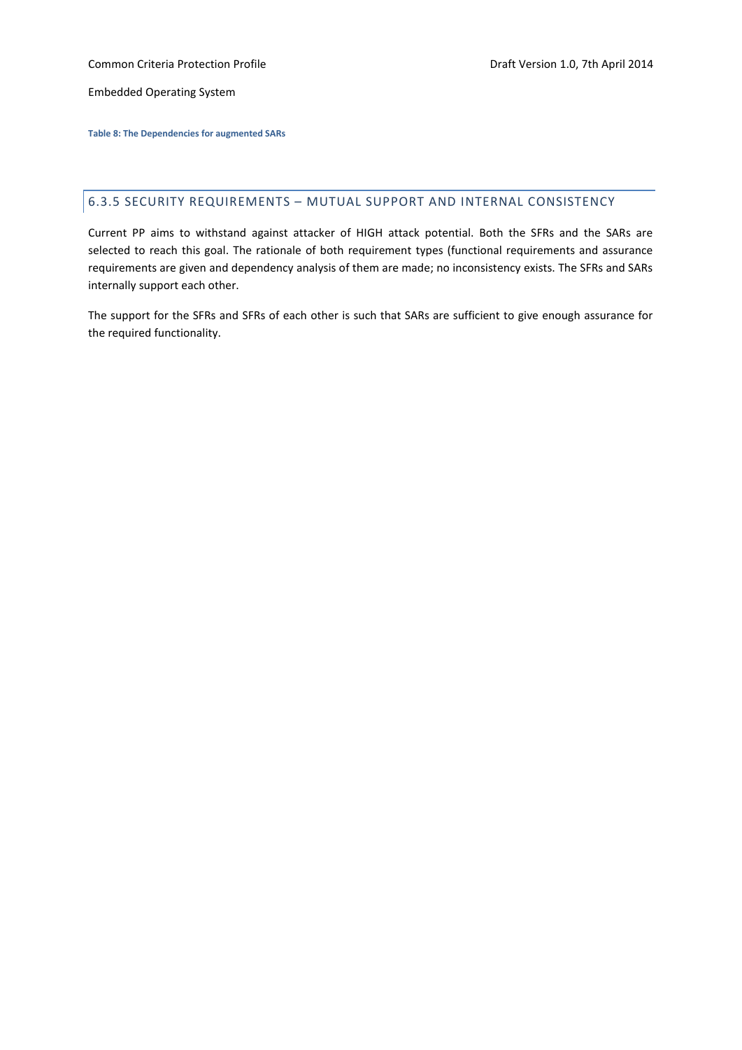**Table 8: The Dependencies for augmented SARs**

### 6.3.5 SECURITY REQUIREMENTS – MUTUAL SUPPORT AND INTERNAL CONSISTENCY

Current PP aims to withstand against attacker of HIGH attack potential. Both the SFRs and the SARs are selected to reach this goal. The rationale of both requirement types (functional requirements and assurance requirements are given and dependency analysis of them are made; no inconsistency exists. The SFRs and SARs internally support each other.

The support for the SFRs and SFRs of each other is such that SARs are sufficient to give enough assurance for the required functionality.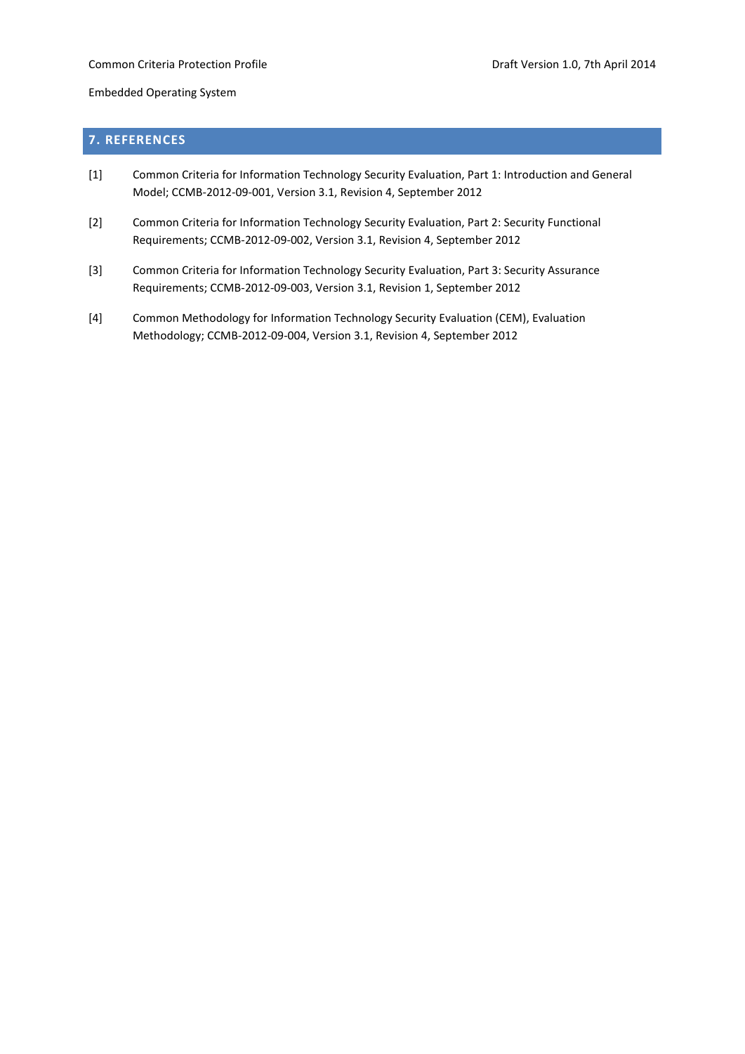## 7. REFERENCES

[1] Common Criteria for Information Technology Security Evaluation, Part 1: Introduction and General Model; CCMB-2012-09-001, Version 3.1, Revision 4, September 2012

[2] Common Criteria for Information Technology Security Evaluation, Part 2: Security Functional Requirements; CCMB-2012-09-002, Version 3.1, Revision 4, September 2012

[3] Common Criteria for Information Technology Security Evaluation, Part 3: Security Assurance Requirements; CCMB-2012-09-003, Version 3.1, Revision 1, September 2012

[4] Common Methodology for Information Technology Security Evaluation (CEM), Evaluation Methodology; CCMB-2012-09-004, Version 3.1, Revision 4, September 2012